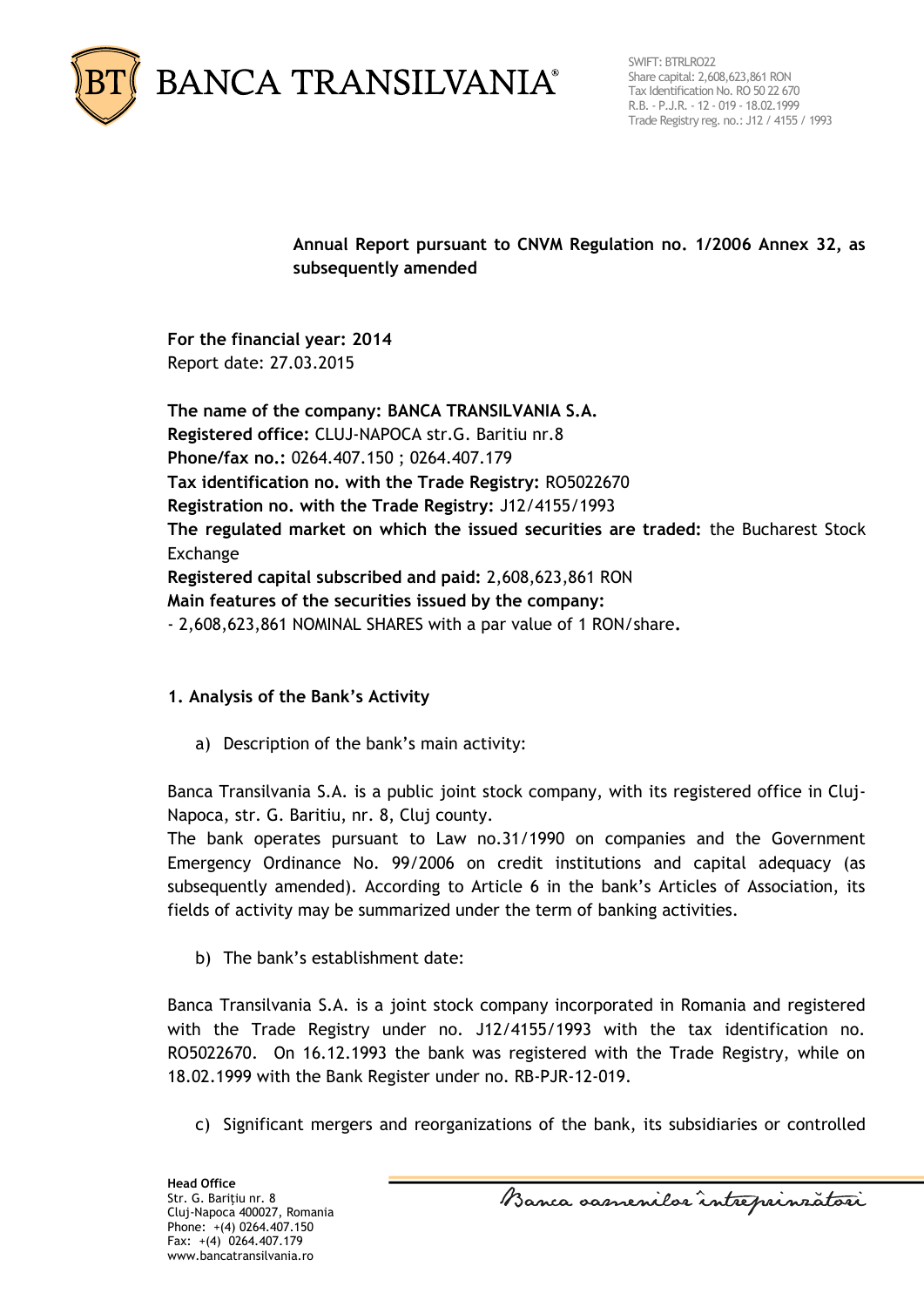**Annual Report pursuant to CNVM Regulation no. 1/2006 Annex 32, as subsequently amended**

**For the financial year: 2014**
Report date: 27.03.2015

**The name of the company: BANCA TRANSILVANIA S.A.**
**Registered office:** CLUJ-NAPOCA str.G. Baritiu nr.8
**Phone/fax no.:** 0264.407.150 ; 0264.407.179
**Tax identification no. with the Trade Registry:** RO5022670
**Registration no. with the Trade Registry:** J12/4155/1993
**The regulated market on which the issued securities are traded:** the Bucharest Stock Exchange
**Registered capital subscribed and paid:** 2,608,623,861 RON
**Main features of the securities issued by the company:**
- 2,608,623,861 NOMINAL SHARES with a par value of 1 RON/share.

## 1. Analysis of the Bank's Activity

a) Description of the bank's main activity:

Banca Transilvania S.A. is a public joint stock company, with its registered office in Cluj-Napoca, str. G. Baritiu, nr. 8, Cluj county.
The bank operates pursuant to Law no.31/1990 on companies and the Government Emergency Ordinance No. 99/2006 on credit institutions and capital adequacy (as subsequently amended). According to Article 6 in the bank's Articles of Association, its fields of activity may be summarized under the term of banking activities.

b) The bank's establishment date:

Banca Transilvania S.A. is a joint stock company incorporated in Romania and registered with the Trade Registry under no. J12/4155/1993 with the tax identification no. RO5022670. On 16.12.1993 the bank was registered with the Trade Registry, while on 18.02.1999 with the Bank Register under no. RB-PJR-12-019.

c) Significant mergers and reorganizations of the bank, its subsidiaries or controlled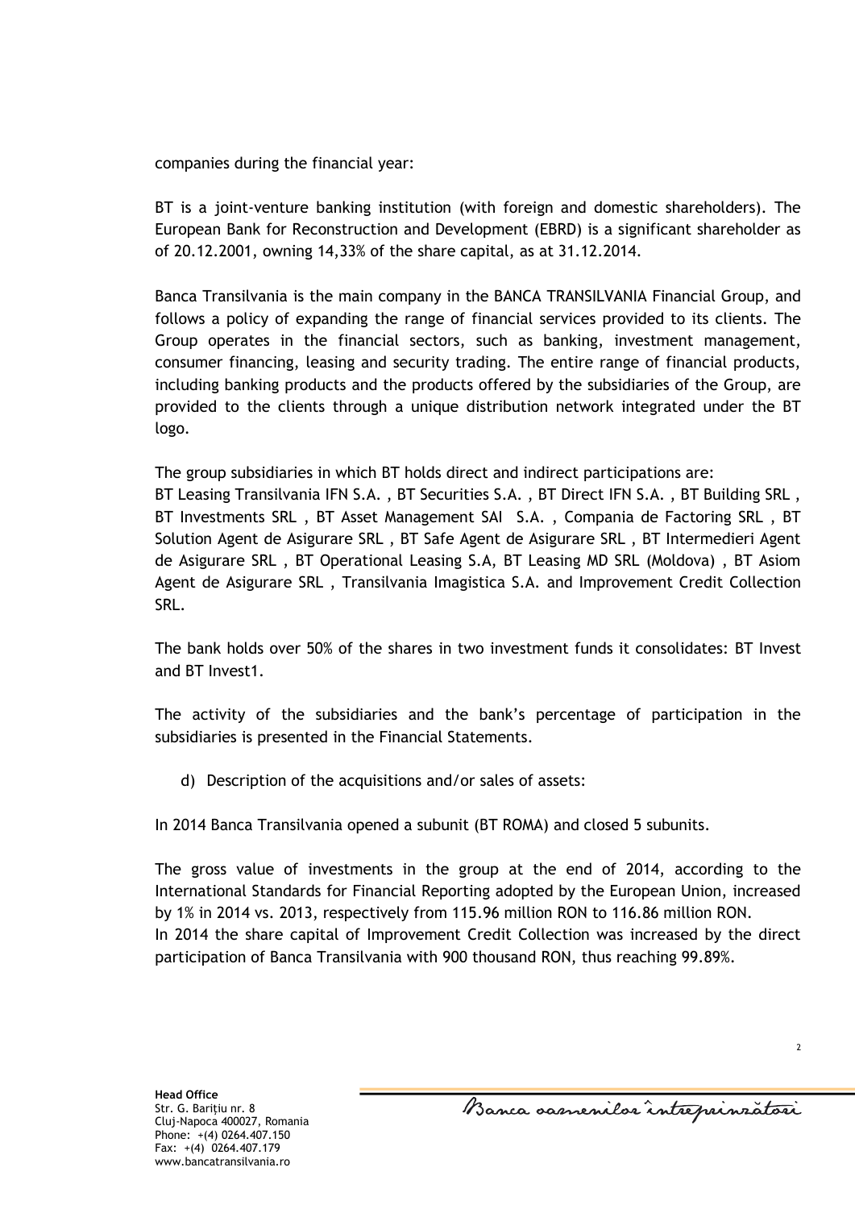companies during the financial year:

BT is a joint-venture banking institution (with foreign and domestic shareholders). The European Bank for Reconstruction and Development (EBRD) is a significant shareholder as of 20.12.2001, owning 14,33% of the share capital, as at 31.12.2014.

Banca Transilvania is the main company in the BANCA TRANSILVANIA Financial Group, and follows a policy of expanding the range of financial services provided to its clients. The Group operates in the financial sectors, such as banking, investment management, consumer financing, leasing and security trading. The entire range of financial products, including banking products and the products offered by the subsidiaries of the Group, are provided to the clients through a unique distribution network integrated under the BT logo.

The group subsidiaries in which BT holds direct and indirect participations are:
BT Leasing Transilvania IFN S.A. , BT Securities S.A. , BT Direct IFN S.A. , BT Building SRL , BT Investments SRL , BT Asset Management SAI S.A. , Compania de Factoring SRL , BT Solution Agent de Asigurare SRL , BT Safe Agent de Asigurare SRL , BT Intermedieri Agent de Asigurare SRL , BT Operational Leasing S.A, BT Leasing MD SRL (Moldova) , BT Asiom Agent de Asigurare SRL , Transilvania Imagistica S.A. and Improvement Credit Collection SRL.

The bank holds over 50% of the shares in two investment funds it consolidates: BT Invest and BT Invest1.

The activity of the subsidiaries and the bank's percentage of participation in the subsidiaries is presented in the Financial Statements.

d) Description of the acquisitions and/or sales of assets:

In 2014 Banca Transilvania opened a subunit (BT ROMA) and closed 5 subunits.

The gross value of investments in the group at the end of 2014, according to the International Standards for Financial Reporting adopted by the European Union, increased by 1% in 2014 vs. 2013, respectively from 115.96 million RON to 116.86 million RON.
In 2014 the share capital of Improvement Credit Collection was increased by the direct participation of Banca Transilvania with 900 thousand RON, thus reaching 99.89%.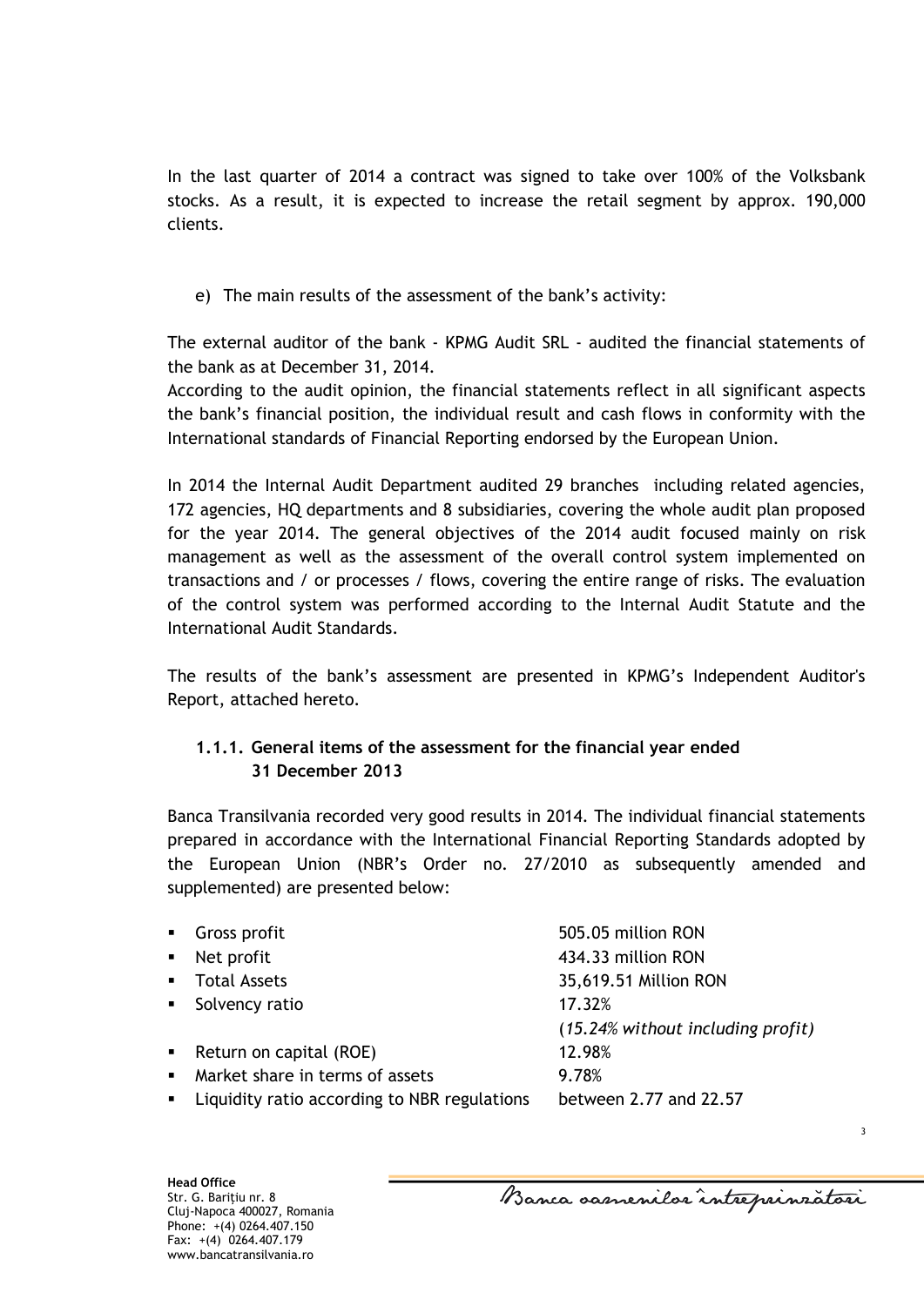In the last quarter of 2014 a contract was signed to take over 100% of the Volksbank stocks. As a result, it is expected to increase the retail segment by approx. 190,000 clients.

e) The main results of the assessment of the bank's activity:

The external auditor of the bank - KPMG Audit SRL - audited the financial statements of the bank as at December 31, 2014.
According to the audit opinion, the financial statements reflect in all significant aspects the bank's financial position, the individual result and cash flows in conformity with the International standards of Financial Reporting endorsed by the European Union.

In 2014 the Internal Audit Department audited 29 branches including related agencies, 172 agencies, HQ departments and 8 subsidiaries, covering the whole audit plan proposed for the year 2014. The general objectives of the 2014 audit focused mainly on risk management as well as the assessment of the overall control system implemented on transactions and / or processes / flows, covering the entire range of risks. The evaluation of the control system was performed according to the Internal Audit Statute and the International Audit Standards.

The results of the bank's assessment are presented in KPMG's Independent Auditor's Report, attached hereto.

### 1.1.1. General items of the assessment for the financial year ended 31 December 2013

Banca Transilvania recorded very good results in 2014. The individual financial statements prepared in accordance with the International Financial Reporting Standards adopted by the European Union (NBR's Order no. 27/2010 as subsequently amended and supplemented) are presented below:

- Gross profit — 505.05 million RON
- Net profit — 434.33 million RON
- Total Assets — 35,619.51 Million RON
- Solvency ratio — 17.32% (*15.24% without including profit*)
- Return on capital (ROE) — 12.98%
- Market share in terms of assets — 9.78%
- Liquidity ratio according to NBR regulations — between 2.77 and 22.57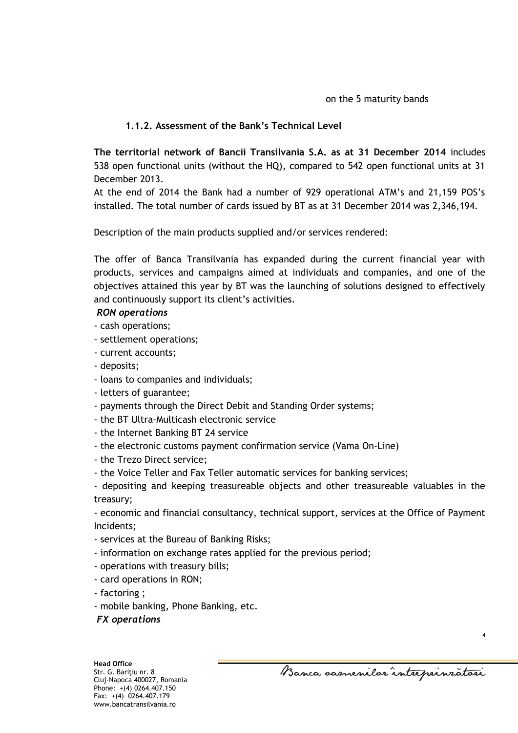on the 5 maturity bands

### 1.1.2. Assessment of the Bank's Technical Level

**The territorial network of Bancii Transilvania S.A. as at 31 December 2014** includes 538 open functional units (without the HQ), compared to 542 open functional units at 31 December 2013.

At the end of 2014 the Bank had a number of 929 operational ATM's and 21,159 POS's installed. The total number of cards issued by BT as at 31 December 2014 was 2,346,194.

Description of the main products supplied and/or services rendered:

The offer of Banca Transilvania has expanded during the current financial year with products, services and campaigns aimed at individuals and companies, and one of the objectives attained this year by BT was the launching of solutions designed to effectively and continuously support its client's activities.

***RON operations***

- cash operations;
- settlement operations;
- current accounts;
- deposits;
- loans to companies and individuals;
- letters of guarantee;
- payments through the Direct Debit and Standing Order systems;
- the BT Ultra-Multicash electronic service
- the Internet Banking BT 24 service
- the electronic customs payment confirmation service (Vama On-Line)
- the Trezo Direct service;
- the Voice Teller and Fax Teller automatic services for banking services;
- depositing and keeping treasureable objects and other treasureable valuables in the treasury;
- economic and financial consultancy, technical support, services at the Office of Payment Incidents;
- services at the Bureau of Banking Risks;
- information on exchange rates applied for the previous period;
- operations with treasury bills;
- card operations in RON;
- factoring ;
- mobile banking, Phone Banking, etc.

***FX operations***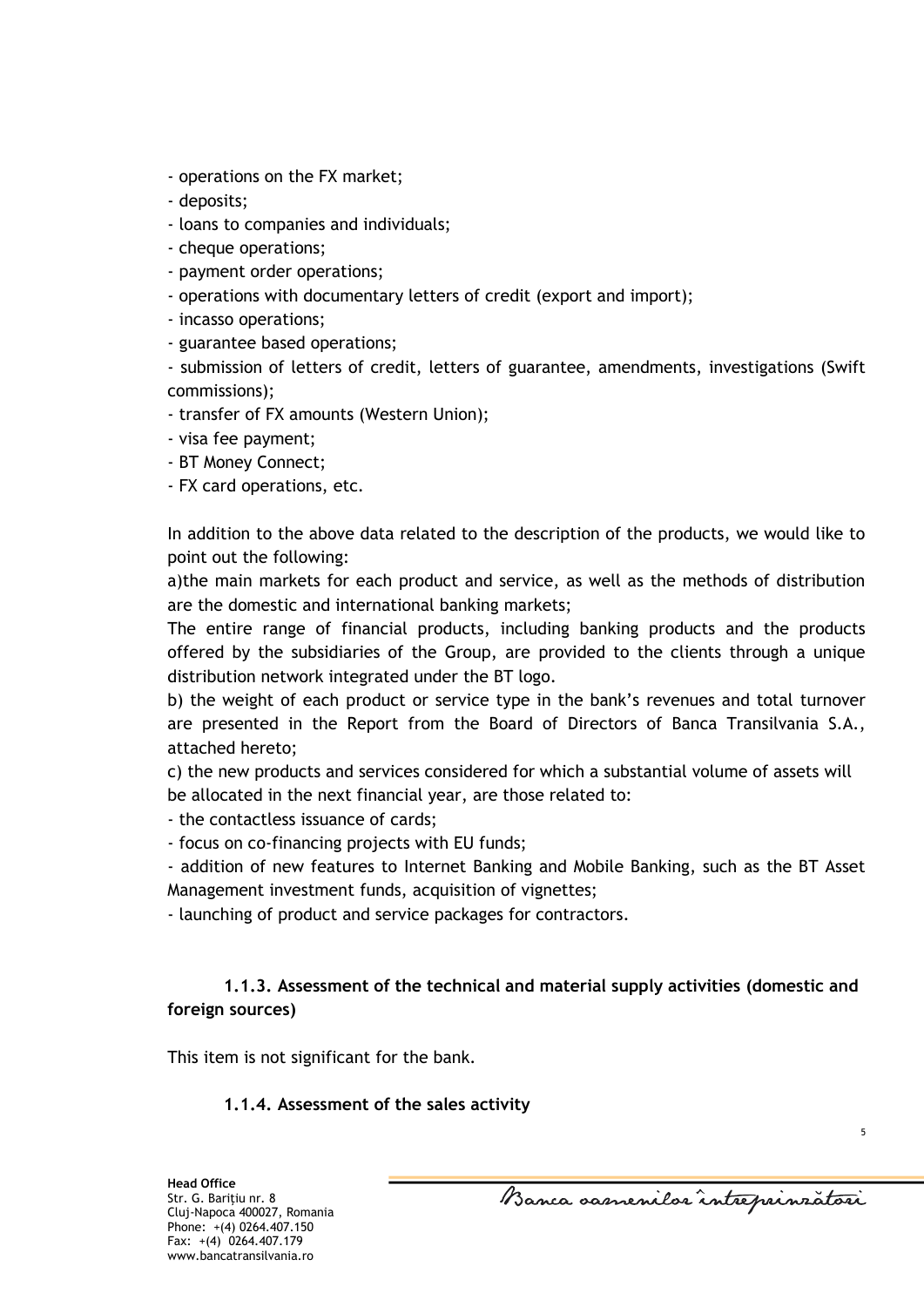- operations on the FX market;
- deposits;
- loans to companies and individuals;
- cheque operations;
- payment order operations;
- operations with documentary letters of credit (export and import);
- incasso operations;
- guarantee based operations;
- submission of letters of credit, letters of guarantee, amendments, investigations (Swift commissions);
- transfer of FX amounts (Western Union);
- visa fee payment;
- BT Money Connect;
- FX card operations, etc.

In addition to the above data related to the description of the products, we would like to point out the following:

a)the main markets for each product and service, as well as the methods of distribution are the domestic and international banking markets;

The entire range of financial products, including banking products and the products offered by the subsidiaries of the Group, are provided to the clients through a unique distribution network integrated under the BT logo.

b) the weight of each product or service type in the bank's revenues and total turnover are presented in the Report from the Board of Directors of Banca Transilvania S.A., attached hereto;

c) the new products and services considered for which a substantial volume of assets will be allocated in the next financial year, are those related to:

- the contactless issuance of cards;
- focus on co-financing projects with EU funds;
- addition of new features to Internet Banking and Mobile Banking, such as the BT Asset Management investment funds, acquisition of vignettes;
- launching of product and service packages for contractors.

#### 1.1.3. Assessment of the technical and material supply activities (domestic and foreign sources)

This item is not significant for the bank.

#### 1.1.4. Assessment of the sales activity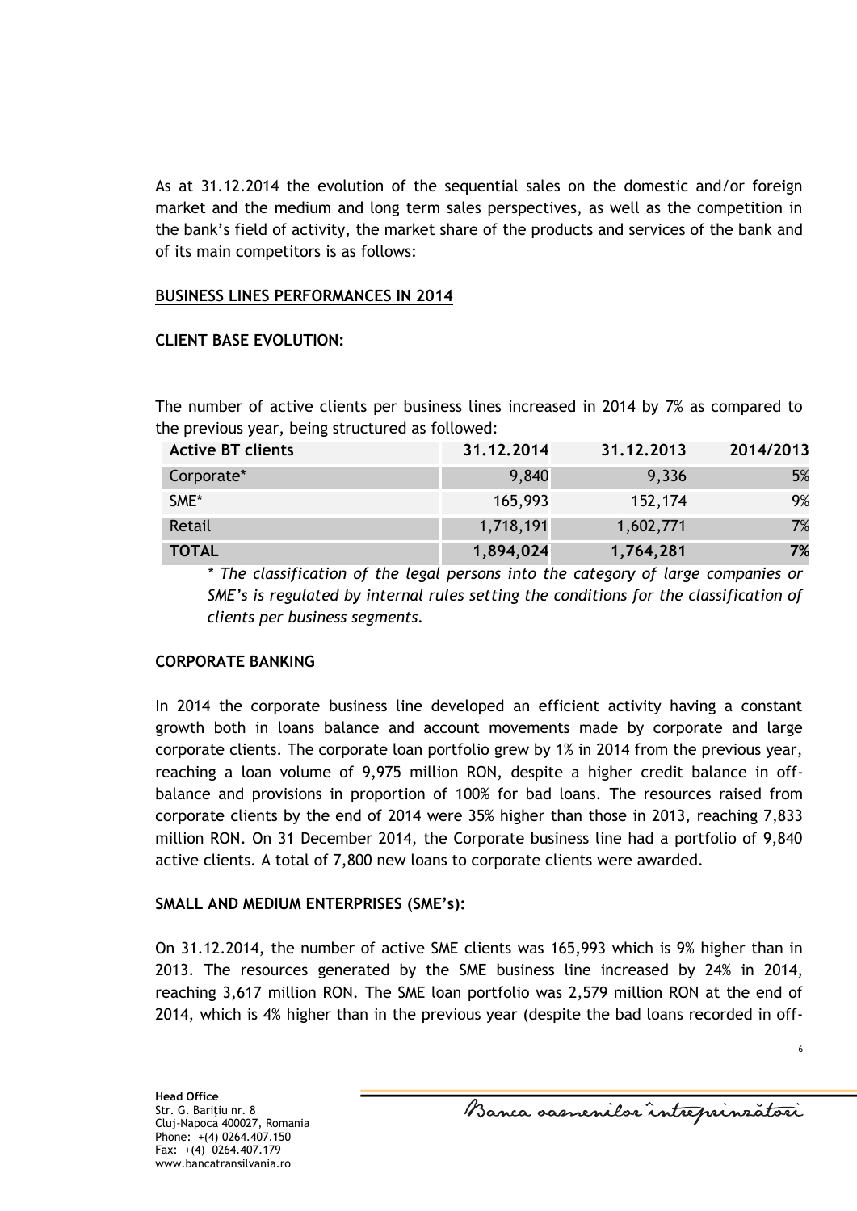As at 31.12.2014 the evolution of the sequential sales on the domestic and/or foreign market and the medium and long term sales perspectives, as well as the competition in the bank's field of activity, the market share of the products and services of the bank and of its main competitors is as follows:

## BUSINESS LINES PERFORMANCES IN 2014

### CLIENT BASE EVOLUTION:

The number of active clients per business lines increased in 2014 by 7% as compared to the previous year, being structured as followed:

| Active BT clients | 31.12.2014 | 31.12.2013 | 2014/2013 |
|---|---|---|---|
| Corporate* | 9,840 | 9,336 | 5% |
| SME* | 165,993 | 152,174 | 9% |
| Retail | 1,718,191 | 1,602,771 | 7% |
| **TOTAL** | **1,894,024** | **1,764,281** | **7%** |

*\* The classification of the legal persons into the category of large companies or SME's is regulated by internal rules setting the conditions for the classification of clients per business segments.*

### CORPORATE BANKING

In 2014 the corporate business line developed an efficient activity having a constant growth both in loans balance and account movements made by corporate and large corporate clients. The corporate loan portfolio grew by 1% in 2014 from the previous year, reaching a loan volume of 9,975 million RON, despite a higher credit balance in off-balance and provisions in proportion of 100% for bad loans. The resources raised from corporate clients by the end of 2014 were 35% higher than those in 2013, reaching 7,833 million RON. On 31 December 2014, the Corporate business line had a portfolio of 9,840 active clients. A total of 7,800 new loans to corporate clients were awarded.

### SMALL AND MEDIUM ENTERPRISES (SME's):

On 31.12.2014, the number of active SME clients was 165,993 which is 9% higher than in 2013. The resources generated by the SME business line increased by 24% in 2014, reaching 3,617 million RON. The SME loan portfolio was 2,579 million RON at the end of 2014, which is 4% higher than in the previous year (despite the bad loans recorded in off-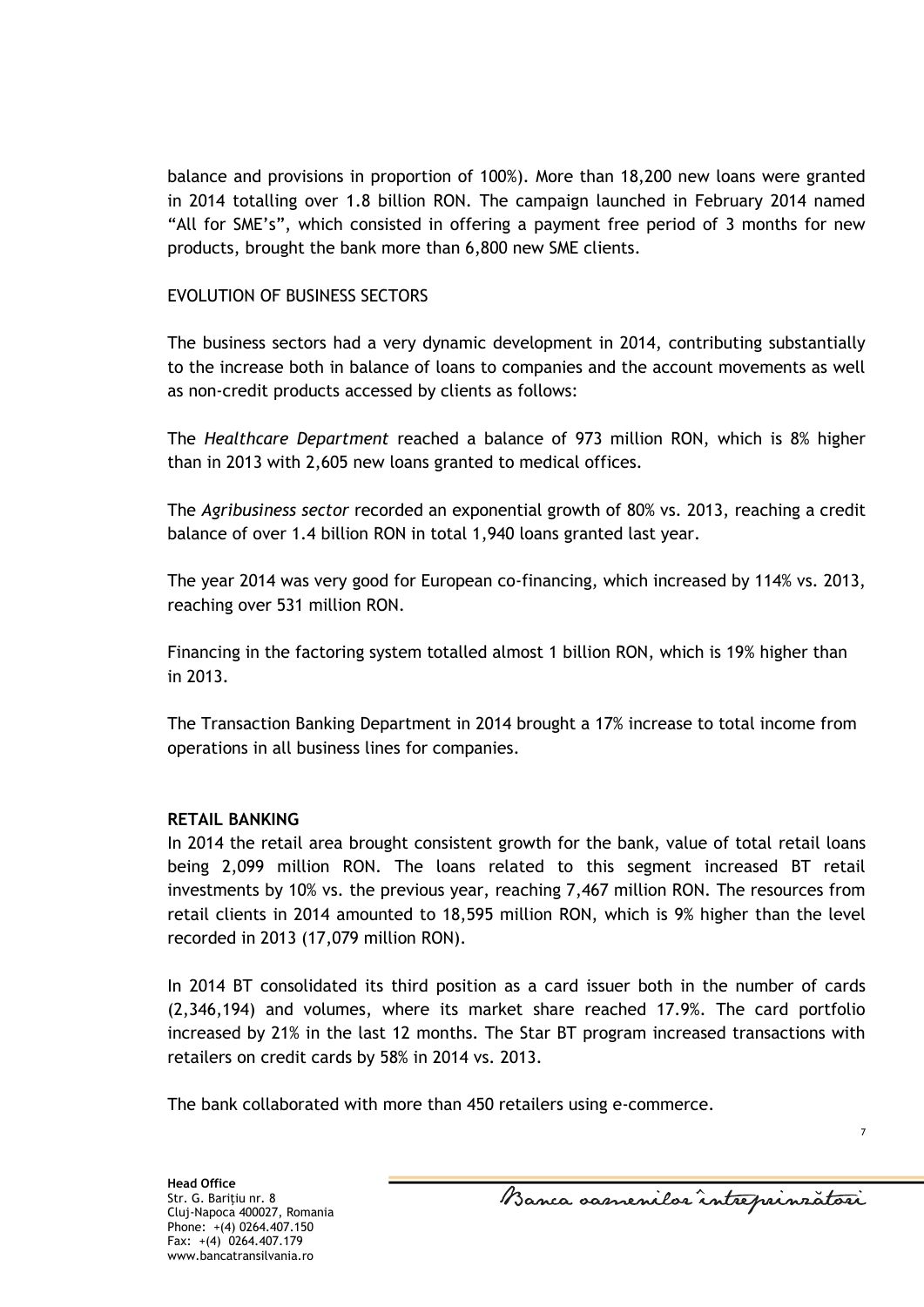balance and provisions in proportion of 100%). More than 18,200 new loans were granted in 2014 totalling over 1.8 billion RON. The campaign launched in February 2014 named "All for SME's", which consisted in offering a payment free period of 3 months for new products, brought the bank more than 6,800 new SME clients.

EVOLUTION OF BUSINESS SECTORS

The business sectors had a very dynamic development in 2014, contributing substantially to the increase both in balance of loans to companies and the account movements as well as non-credit products accessed by clients as follows:

The *Healthcare Department* reached a balance of 973 million RON, which is 8% higher than in 2013 with 2,605 new loans granted to medical offices.

The *Agribusiness sector* recorded an exponential growth of 80% vs. 2013, reaching a credit balance of over 1.4 billion RON in total 1,940 loans granted last year.

The year 2014 was very good for European co-financing, which increased by 114% vs. 2013, reaching over 531 million RON.

Financing in the factoring system totalled almost 1 billion RON, which is 19% higher than in 2013.

The Transaction Banking Department in 2014 brought a 17% increase to total income from operations in all business lines for companies.

**RETAIL BANKING**

In 2014 the retail area brought consistent growth for the bank, value of total retail loans being 2,099 million RON. The loans related to this segment increased BT retail investments by 10% vs. the previous year, reaching 7,467 million RON. The resources from retail clients in 2014 amounted to 18,595 million RON, which is 9% higher than the level recorded in 2013 (17,079 million RON).

In 2014 BT consolidated its third position as a card issuer both in the number of cards (2,346,194) and volumes, where its market share reached 17.9%. The card portfolio increased by 21% in the last 12 months. The Star BT program increased transactions with retailers on credit cards by 58% in 2014 vs. 2013.

The bank collaborated with more than 450 retailers using e-commerce.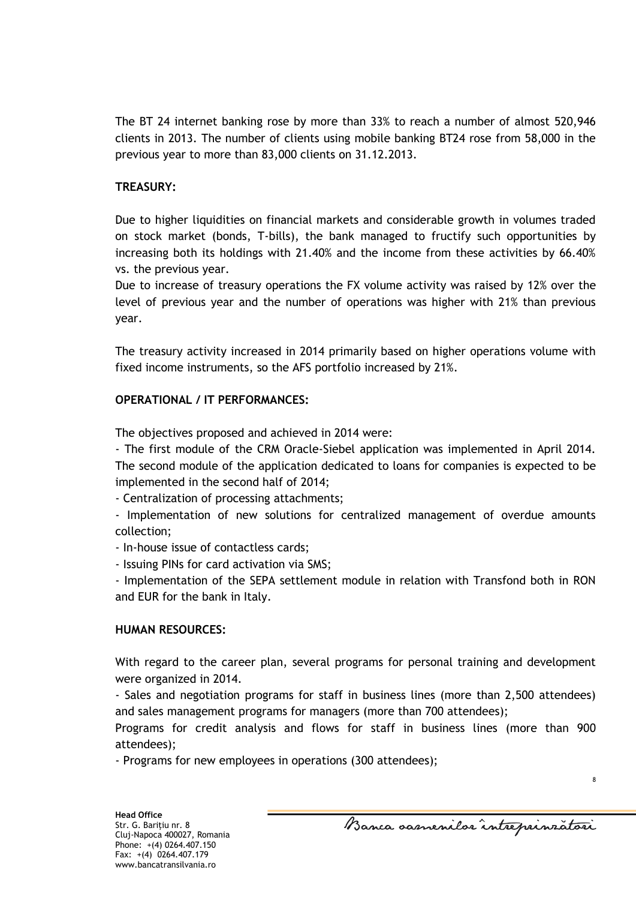The BT 24 internet banking rose by more than 33% to reach a number of almost 520,946 clients in 2013. The number of clients using mobile banking BT24 rose from 58,000 in the previous year to more than 83,000 clients on 31.12.2013.

**TREASURY:**

Due to higher liquidities on financial markets and considerable growth in volumes traded on stock market (bonds, T-bills), the bank managed to fructify such opportunities by increasing both its holdings with 21.40% and the income from these activities by 66.40% vs. the previous year.
Due to increase of treasury operations the FX volume activity was raised by 12% over the level of previous year and the number of operations was higher with 21% than previous year.

The treasury activity increased in 2014 primarily based on higher operations volume with fixed income instruments, so the AFS portfolio increased by 21%.

**OPERATIONAL / IT PERFORMANCES:**

The objectives proposed and achieved in 2014 were:

- The first module of the CRM Oracle-Siebel application was implemented in April 2014. The second module of the application dedicated to loans for companies is expected to be implemented in the second half of 2014;
- Centralization of processing attachments;
- Implementation of new solutions for centralized management of overdue amounts collection;
- In-house issue of contactless cards;
- Issuing PINs for card activation via SMS;
- Implementation of the SEPA settlement module in relation with Transfond both in RON and EUR for the bank in Italy.

**HUMAN RESOURCES:**

With regard to the career plan, several programs for personal training and development were organized in 2014.

- Sales and negotiation programs for staff in business lines (more than 2,500 attendees) and sales management programs for managers (more than 700 attendees);

Programs for credit analysis and flows for staff in business lines (more than 900 attendees);

- Programs for new employees in operations (300 attendees);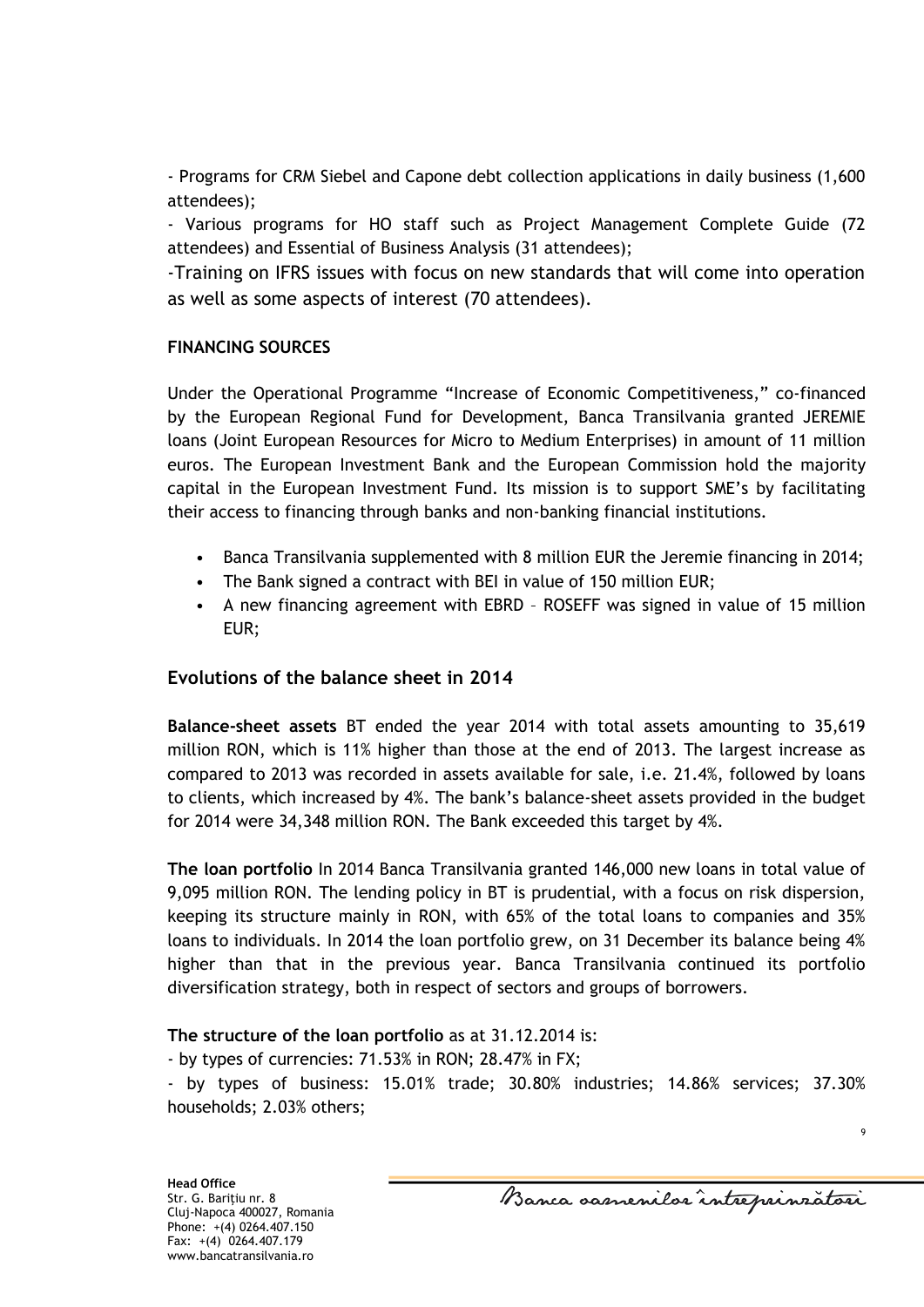- Programs for CRM Siebel and Capone debt collection applications in daily business (1,600 attendees);

- Various programs for HO staff such as Project Management Complete Guide (72 attendees) and Essential of Business Analysis (31 attendees);

-Training on IFRS issues with focus on new standards that will come into operation as well as some aspects of interest (70 attendees).

**FINANCING SOURCES**

Under the Operational Programme "Increase of Economic Competitiveness," co-financed by the European Regional Fund for Development, Banca Transilvania granted JEREMIE loans (Joint European Resources for Micro to Medium Enterprises) in amount of 11 million euros. The European Investment Bank and the European Commission hold the majority capital in the European Investment Fund. Its mission is to support SME's by facilitating their access to financing through banks and non-banking financial institutions.

- Banca Transilvania supplemented with 8 million EUR the Jeremie financing in 2014;
- The Bank signed a contract with BEI in value of 150 million EUR;
- A new financing agreement with EBRD – ROSEFF was signed in value of 15 million EUR;

## Evolutions of the balance sheet in 2014

**Balance-sheet assets** BT ended the year 2014 with total assets amounting to 35,619 million RON, which is 11% higher than those at the end of 2013. The largest increase as compared to 2013 was recorded in assets available for sale, i.e. 21.4%, followed by loans to clients, which increased by 4%. The bank's balance-sheet assets provided in the budget for 2014 were 34,348 million RON. The Bank exceeded this target by 4%.

**The loan portfolio** In 2014 Banca Transilvania granted 146,000 new loans in total value of 9,095 million RON. The lending policy in BT is prudential, with a focus on risk dispersion, keeping its structure mainly in RON, with 65% of the total loans to companies and 35% loans to individuals. In 2014 the loan portfolio grew, on 31 December its balance being 4% higher than that in the previous year. Banca Transilvania continued its portfolio diversification strategy, both in respect of sectors and groups of borrowers.

**The structure of the loan portfolio** as at 31.12.2014 is:

- by types of currencies: 71.53% in RON; 28.47% in FX;

- by types of business: 15.01% trade; 30.80% industries; 14.86% services; 37.30% households; 2.03% others;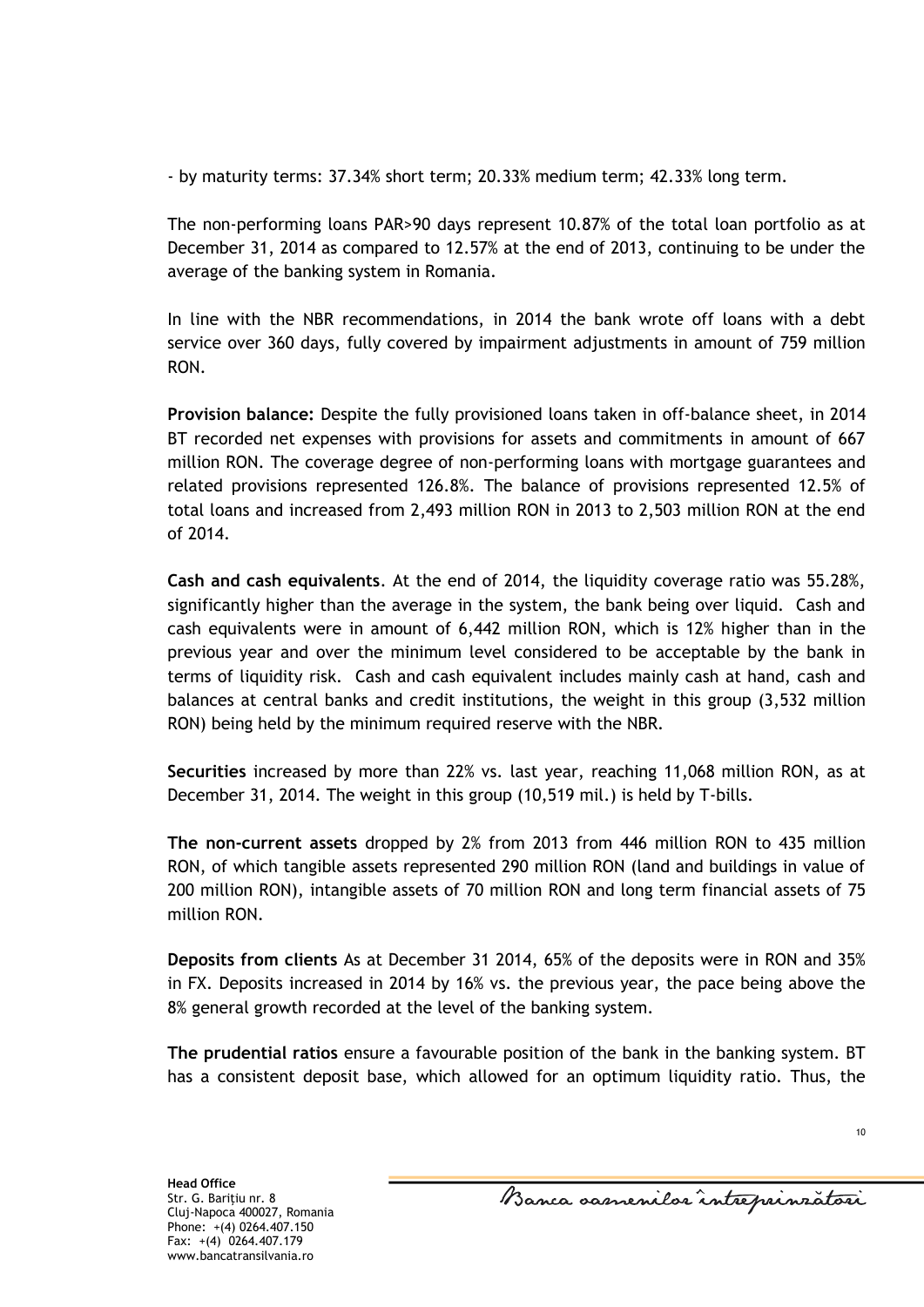- by maturity terms: 37.34% short term; 20.33% medium term; 42.33% long term.

The non-performing loans PAR>90 days represent 10.87% of the total loan portfolio as at December 31, 2014 as compared to 12.57% at the end of 2013, continuing to be under the average of the banking system in Romania.

In line with the NBR recommendations, in 2014 the bank wrote off loans with a debt service over 360 days, fully covered by impairment adjustments in amount of 759 million RON.

**Provision balance:** Despite the fully provisioned loans taken in off-balance sheet, in 2014 BT recorded net expenses with provisions for assets and commitments in amount of 667 million RON. The coverage degree of non-performing loans with mortgage guarantees and related provisions represented 126.8%. The balance of provisions represented 12.5% of total loans and increased from 2,493 million RON in 2013 to 2,503 million RON at the end of 2014.

**Cash and cash equivalents**. At the end of 2014, the liquidity coverage ratio was 55.28%, significantly higher than the average in the system, the bank being over liquid. Cash and cash equivalents were in amount of 6,442 million RON, which is 12% higher than in the previous year and over the minimum level considered to be acceptable by the bank in terms of liquidity risk. Cash and cash equivalent includes mainly cash at hand, cash and balances at central banks and credit institutions, the weight in this group (3,532 million RON) being held by the minimum required reserve with the NBR.

**Securities** increased by more than 22% vs. last year, reaching 11,068 million RON, as at December 31, 2014. The weight in this group (10,519 mil.) is held by T-bills.

**The non-current assets** dropped by 2% from 2013 from 446 million RON to 435 million RON, of which tangible assets represented 290 million RON (land and buildings in value of 200 million RON), intangible assets of 70 million RON and long term financial assets of 75 million RON.

**Deposits from clients** As at December 31 2014, 65% of the deposits were in RON and 35% in FX. Deposits increased in 2014 by 16% vs. the previous year, the pace being above the 8% general growth recorded at the level of the banking system.

**The prudential ratios** ensure a favourable position of the bank in the banking system. BT has a consistent deposit base, which allowed for an optimum liquidity ratio. Thus, the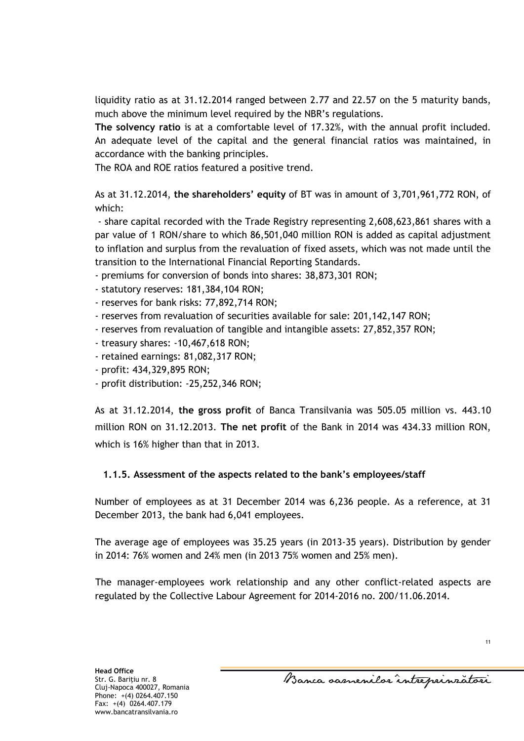liquidity ratio as at 31.12.2014 ranged between 2.77 and 22.57 on the 5 maturity bands, much above the minimum level required by the NBR's regulations.

**The solvency ratio** is at a comfortable level of 17.32%, with the annual profit included. An adequate level of the capital and the general financial ratios was maintained, in accordance with the banking principles.

The ROA and ROE ratios featured a positive trend.

As at 31.12.2014, **the shareholders' equity** of BT was in amount of 3,701,961,772 RON, of which:

- share capital recorded with the Trade Registry representing 2,608,623,861 shares with a par value of 1 RON/share to which 86,501,040 million RON is added as capital adjustment to inflation and surplus from the revaluation of fixed assets, which was not made until the transition to the International Financial Reporting Standards.
- premiums for conversion of bonds into shares: 38,873,301 RON;
- statutory reserves: 181,384,104 RON;
- reserves for bank risks: 77,892,714 RON;
- reserves from revaluation of securities available for sale: 201,142,147 RON;
- reserves from revaluation of tangible and intangible assets: 27,852,357 RON;
- treasury shares: -10,467,618 RON;
- retained earnings: 81,082,317 RON;
- profit: 434,329,895 RON;
- profit distribution: -25,252,346 RON;

As at 31.12.2014, **the gross profit** of Banca Transilvania was 505.05 million vs. 443.10 million RON on 31.12.2013. **The net profit** of the Bank in 2014 was 434.33 million RON, which is 16% higher than that in 2013.

### 1.1.5. Assessment of the aspects related to the bank's employees/staff

Number of employees as at 31 December 2014 was 6,236 people. As a reference, at 31 December 2013, the bank had 6,041 employees.

The average age of employees was 35.25 years (in 2013-35 years). Distribution by gender in 2014: 76% women and 24% men (in 2013 75% women and 25% men).

The manager-employees work relationship and any other conflict-related aspects are regulated by the Collective Labour Agreement for 2014-2016 no. 200/11.06.2014.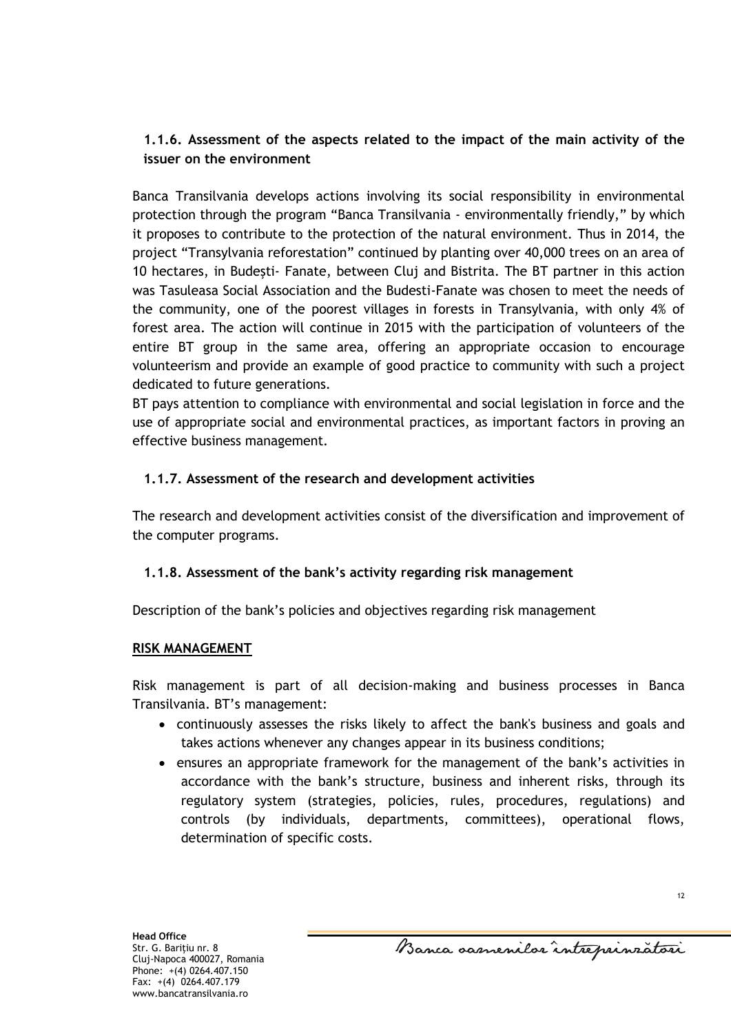### 1.1.6. Assessment of the aspects related to the impact of the main activity of the issuer on the environment

Banca Transilvania develops actions involving its social responsibility in environmental protection through the program “Banca Transilvania - environmentally friendly,” by which it proposes to contribute to the protection of the natural environment. Thus in 2014, the project “Transylvania reforestation” continued by planting over 40,000 trees on an area of 10 hectares, in Budești- Fanate, between Cluj and Bistrita. The BT partner in this action was Tasuleasa Social Association and the Budesti-Fanate was chosen to meet the needs of the community, one of the poorest villages in forests in Transylvania, with only 4% of forest area. The action will continue in 2015 with the participation of volunteers of the entire BT group in the same area, offering an appropriate occasion to encourage volunteerism and provide an example of good practice to community with such a project dedicated to future generations.

BT pays attention to compliance with environmental and social legislation in force and the use of appropriate social and environmental practices, as important factors in proving an effective business management.

### 1.1.7. Assessment of the research and development activities

The research and development activities consist of the diversification and improvement of the computer programs.

### 1.1.8. Assessment of the bank’s activity regarding risk management

Description of the bank’s policies and objectives regarding risk management

**RISK MANAGEMENT**

Risk management is part of all decision-making and business processes in Banca Transilvania. BT’s management:

- continuously assesses the risks likely to affect the bank's business and goals and takes actions whenever any changes appear in its business conditions;
- ensures an appropriate framework for the management of the bank’s activities in accordance with the bank’s structure, business and inherent risks, through its regulatory system (strategies, policies, rules, procedures, regulations) and controls (by individuals, departments, committees), operational flows, determination of specific costs.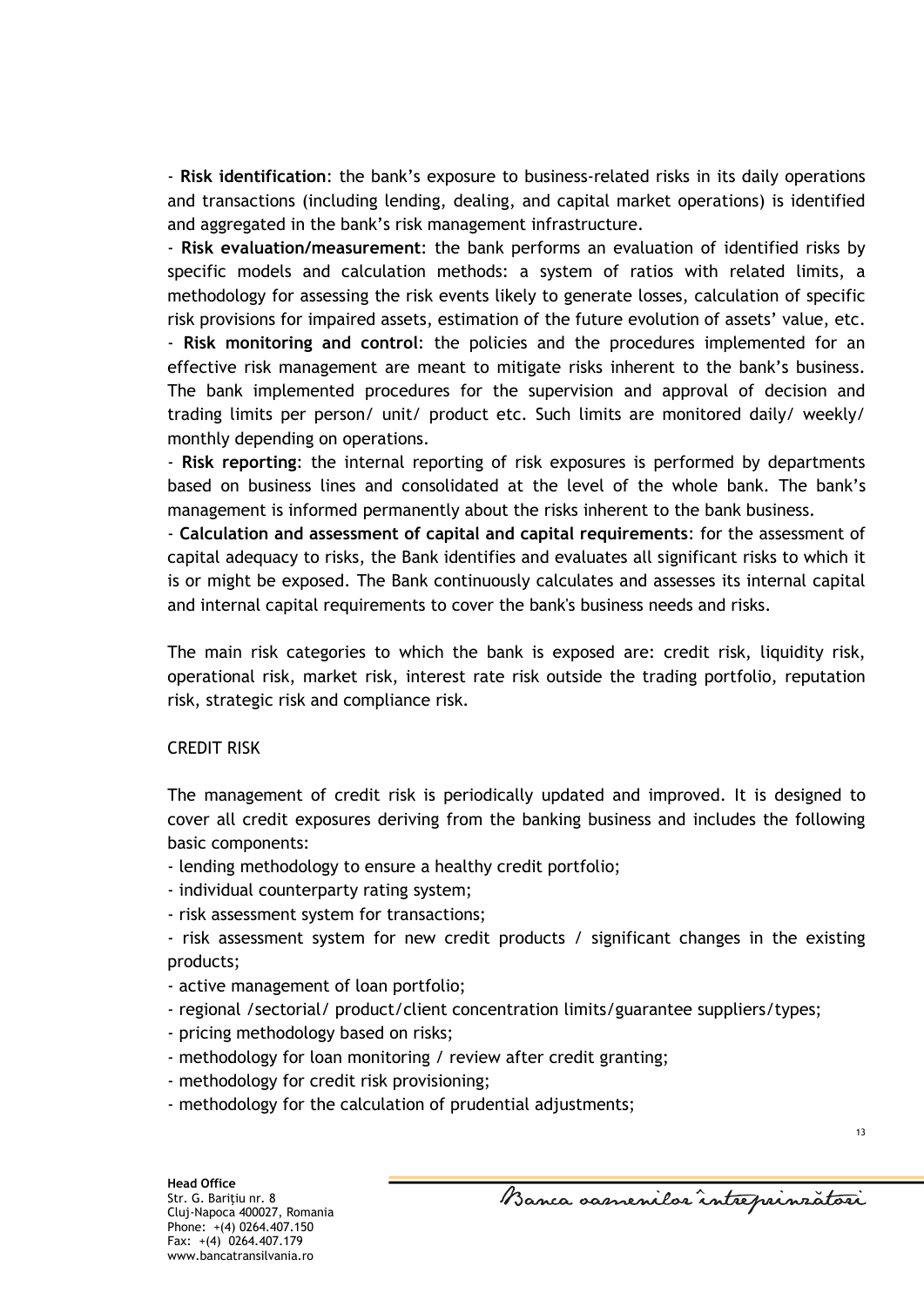- **Risk identification**: the bank's exposure to business-related risks in its daily operations and transactions (including lending, dealing, and capital market operations) is identified and aggregated in the bank's risk management infrastructure.

- **Risk evaluation/measurement**: the bank performs an evaluation of identified risks by specific models and calculation methods: a system of ratios with related limits, a methodology for assessing the risk events likely to generate losses, calculation of specific risk provisions for impaired assets, estimation of the future evolution of assets' value, etc.

- **Risk monitoring and control**: the policies and the procedures implemented for an effective risk management are meant to mitigate risks inherent to the bank's business. The bank implemented procedures for the supervision and approval of decision and trading limits per person/ unit/ product etc. Such limits are monitored daily/ weekly/ monthly depending on operations.

- **Risk reporting**: the internal reporting of risk exposures is performed by departments based on business lines and consolidated at the level of the whole bank. The bank's management is informed permanently about the risks inherent to the bank business.

- **Calculation and assessment of capital and capital requirements**: for the assessment of capital adequacy to risks, the Bank identifies and evaluates all significant risks to which it is or might be exposed. The Bank continuously calculates and assesses its internal capital and internal capital requirements to cover the bank's business needs and risks.

The main risk categories to which the bank is exposed are: credit risk, liquidity risk, operational risk, market risk, interest rate risk outside the trading portfolio, reputation risk, strategic risk and compliance risk.

CREDIT RISK

The management of credit risk is periodically updated and improved. It is designed to cover all credit exposures deriving from the banking business and includes the following basic components:

- lending methodology to ensure a healthy credit portfolio;
- individual counterparty rating system;
- risk assessment system for transactions;
- risk assessment system for new credit products / significant changes in the existing products;
- active management of loan portfolio;
- regional /sectorial/ product/client concentration limits/guarantee suppliers/types;
- pricing methodology based on risks;
- methodology for loan monitoring / review after credit granting;
- methodology for credit risk provisioning;
- methodology for the calculation of prudential adjustments;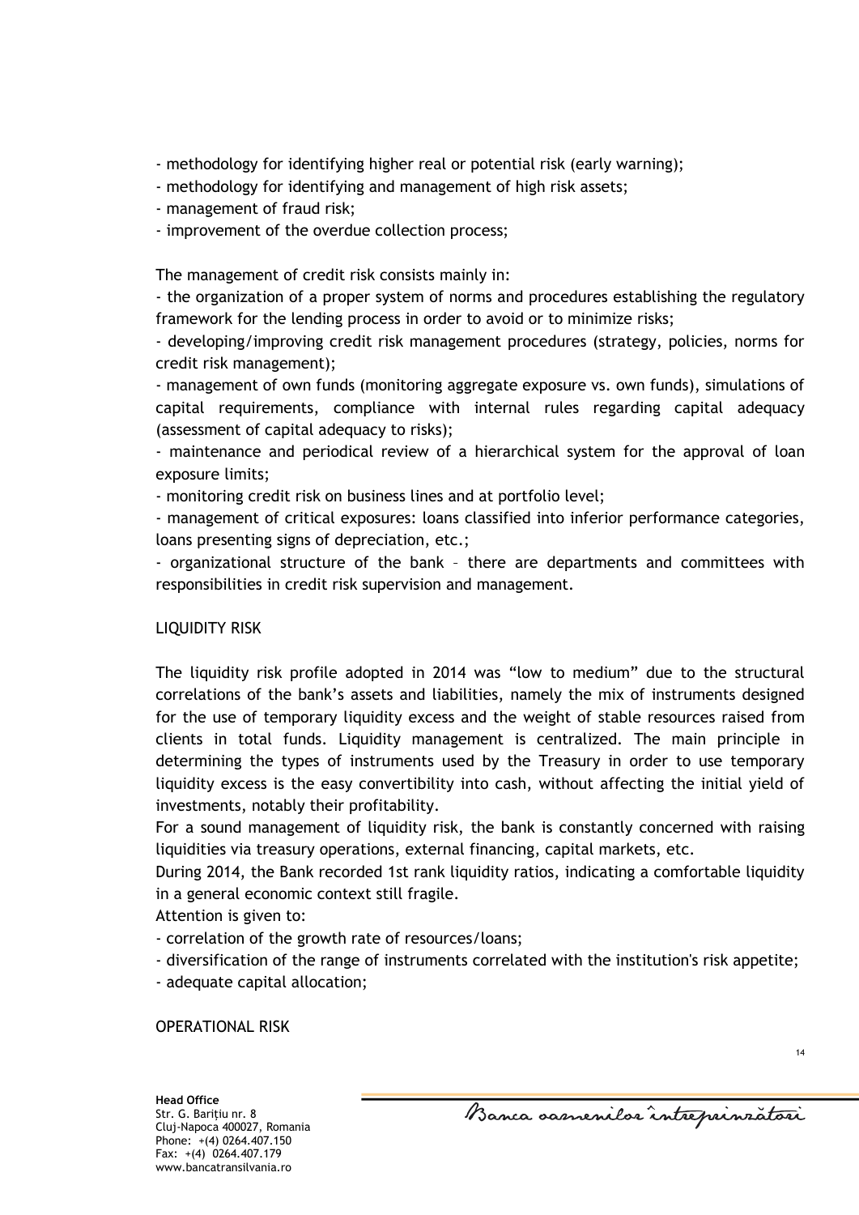- methodology for identifying higher real or potential risk (early warning);
- methodology for identifying and management of high risk assets;
- management of fraud risk;
- improvement of the overdue collection process;

The management of credit risk consists mainly in:

- the organization of a proper system of norms and procedures establishing the regulatory framework for the lending process in order to avoid or to minimize risks;
- developing/improving credit risk management procedures (strategy, policies, norms for credit risk management);
- management of own funds (monitoring aggregate exposure vs. own funds), simulations of capital requirements, compliance with internal rules regarding capital adequacy (assessment of capital adequacy to risks);
- maintenance and periodical review of a hierarchical system for the approval of loan exposure limits;
- monitoring credit risk on business lines and at portfolio level;
- management of critical exposures: loans classified into inferior performance categories, loans presenting signs of depreciation, etc.;
- organizational structure of the bank – there are departments and committees with responsibilities in credit risk supervision and management.

## LIQUIDITY RISK

The liquidity risk profile adopted in 2014 was "low to medium" due to the structural correlations of the bank's assets and liabilities, namely the mix of instruments designed for the use of temporary liquidity excess and the weight of stable resources raised from clients in total funds. Liquidity management is centralized. The main principle in determining the types of instruments used by the Treasury in order to use temporary liquidity excess is the easy convertibility into cash, without affecting the initial yield of investments, notably their profitability.

For a sound management of liquidity risk, the bank is constantly concerned with raising liquidities via treasury operations, external financing, capital markets, etc.

During 2014, the Bank recorded 1st rank liquidity ratios, indicating a comfortable liquidity in a general economic context still fragile.

Attention is given to:

- correlation of the growth rate of resources/loans;
- diversification of the range of instruments correlated with the institution's risk appetite;
- adequate capital allocation;

## OPERATIONAL RISK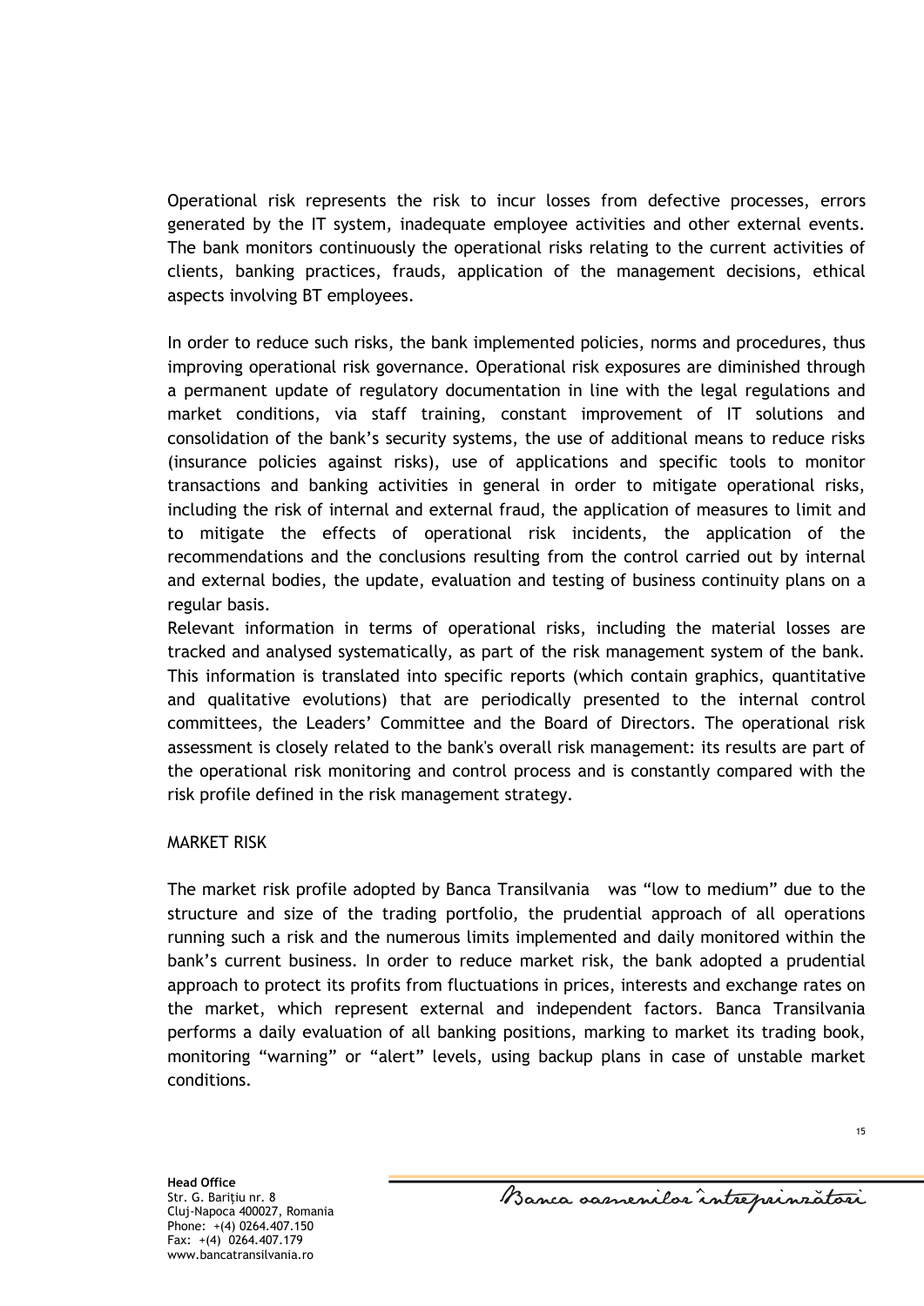Operational risk represents the risk to incur losses from defective processes, errors generated by the IT system, inadequate employee activities and other external events. The bank monitors continuously the operational risks relating to the current activities of clients, banking practices, frauds, application of the management decisions, ethical aspects involving BT employees.

In order to reduce such risks, the bank implemented policies, norms and procedures, thus improving operational risk governance. Operational risk exposures are diminished through a permanent update of regulatory documentation in line with the legal regulations and market conditions, via staff training, constant improvement of IT solutions and consolidation of the bank's security systems, the use of additional means to reduce risks (insurance policies against risks), use of applications and specific tools to monitor transactions and banking activities in general in order to mitigate operational risks, including the risk of internal and external fraud, the application of measures to limit and to mitigate the effects of operational risk incidents, the application of the recommendations and the conclusions resulting from the control carried out by internal and external bodies, the update, evaluation and testing of business continuity plans on a regular basis.

Relevant information in terms of operational risks, including the material losses are tracked and analysed systematically, as part of the risk management system of the bank. This information is translated into specific reports (which contain graphics, quantitative and qualitative evolutions) that are periodically presented to the internal control committees, the Leaders' Committee and the Board of Directors. The operational risk assessment is closely related to the bank's overall risk management: its results are part of the operational risk monitoring and control process and is constantly compared with the risk profile defined in the risk management strategy.

## MARKET RISK

The market risk profile adopted by Banca Transilvania was "low to medium" due to the structure and size of the trading portfolio, the prudential approach of all operations running such a risk and the numerous limits implemented and daily monitored within the bank's current business. In order to reduce market risk, the bank adopted a prudential approach to protect its profits from fluctuations in prices, interests and exchange rates on the market, which represent external and independent factors. Banca Transilvania performs a daily evaluation of all banking positions, marking to market its trading book, monitoring "warning" or "alert" levels, using backup plans in case of unstable market conditions.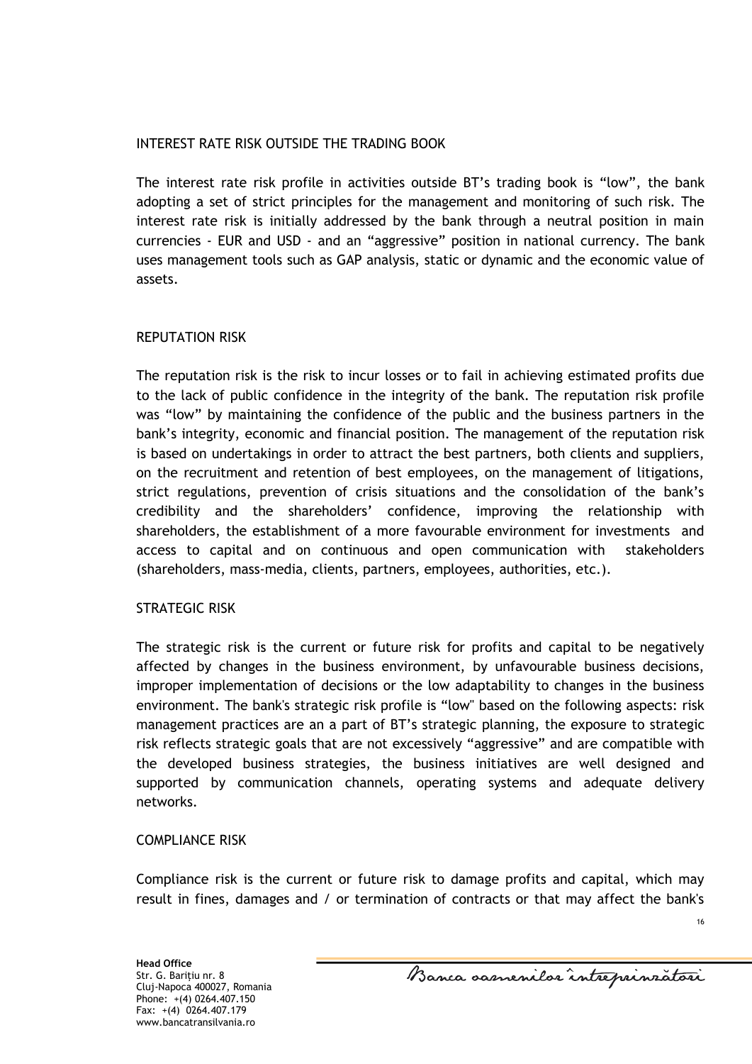## INTEREST RATE RISK OUTSIDE THE TRADING BOOK

The interest rate risk profile in activities outside BT's trading book is "low", the bank adopting a set of strict principles for the management and monitoring of such risk. The interest rate risk is initially addressed by the bank through a neutral position in main currencies - EUR and USD - and an "aggressive" position in national currency. The bank uses management tools such as GAP analysis, static or dynamic and the economic value of assets.

## REPUTATION RISK

The reputation risk is the risk to incur losses or to fail in achieving estimated profits due to the lack of public confidence in the integrity of the bank. The reputation risk profile was "low" by maintaining the confidence of the public and the business partners in the bank's integrity, economic and financial position. The management of the reputation risk is based on undertakings in order to attract the best partners, both clients and suppliers, on the recruitment and retention of best employees, on the management of litigations, strict regulations, prevention of crisis situations and the consolidation of the bank's credibility and the shareholders' confidence, improving the relationship with shareholders, the establishment of a more favourable environment for investments and access to capital and on continuous and open communication with stakeholders (shareholders, mass-media, clients, partners, employees, authorities, etc.).

## STRATEGIC RISK

The strategic risk is the current or future risk for profits and capital to be negatively affected by changes in the business environment, by unfavourable business decisions, improper implementation of decisions or the low adaptability to changes in the business environment. The bank's strategic risk profile is "low" based on the following aspects: risk management practices are an a part of BT's strategic planning, the exposure to strategic risk reflects strategic goals that are not excessively "aggressive" and are compatible with the developed business strategies, the business initiatives are well designed and supported by communication channels, operating systems and adequate delivery networks.

## COMPLIANCE RISK

Compliance risk is the current or future risk to damage profits and capital, which may result in fines, damages and / or termination of contracts or that may affect the bank's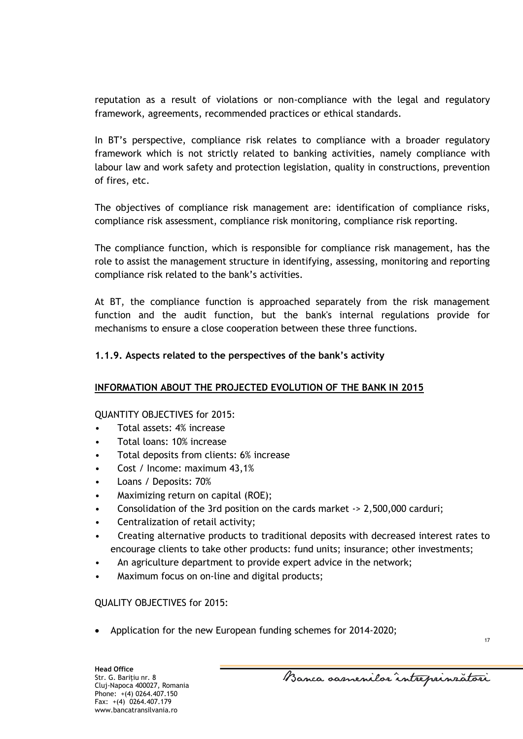reputation as a result of violations or non-compliance with the legal and regulatory framework, agreements, recommended practices or ethical standards.

In BT's perspective, compliance risk relates to compliance with a broader regulatory framework which is not strictly related to banking activities, namely compliance with labour law and work safety and protection legislation, quality in constructions, prevention of fires, etc.

The objectives of compliance risk management are: identification of compliance risks, compliance risk assessment, compliance risk monitoring, compliance risk reporting.

The compliance function, which is responsible for compliance risk management, has the role to assist the management structure in identifying, assessing, monitoring and reporting compliance risk related to the bank's activities.

At BT, the compliance function is approached separately from the risk management function and the audit function, but the bank's internal regulations provide for mechanisms to ensure a close cooperation between these three functions.

### 1.1.9. Aspects related to the perspectives of the bank's activity

**INFORMATION ABOUT THE PROJECTED EVOLUTION OF THE BANK IN 2015**

QUANTITY OBJECTIVES for 2015:

- Total assets: 4% increase
- Total loans: 10% increase
- Total deposits from clients: 6% increase
- Cost / Income: maximum 43,1%
- Loans / Deposits: 70%
- Maximizing return on capital (ROE);
- Consolidation of the 3rd position on the cards market -> 2,500,000 carduri;
- Centralization of retail activity;
- Creating alternative products to traditional deposits with decreased interest rates to encourage clients to take other products: fund units; insurance; other investments;
- An agriculture department to provide expert advice in the network;
- Maximum focus on on-line and digital products;

QUALITY OBJECTIVES for 2015:

- Application for the new European funding schemes for 2014-2020;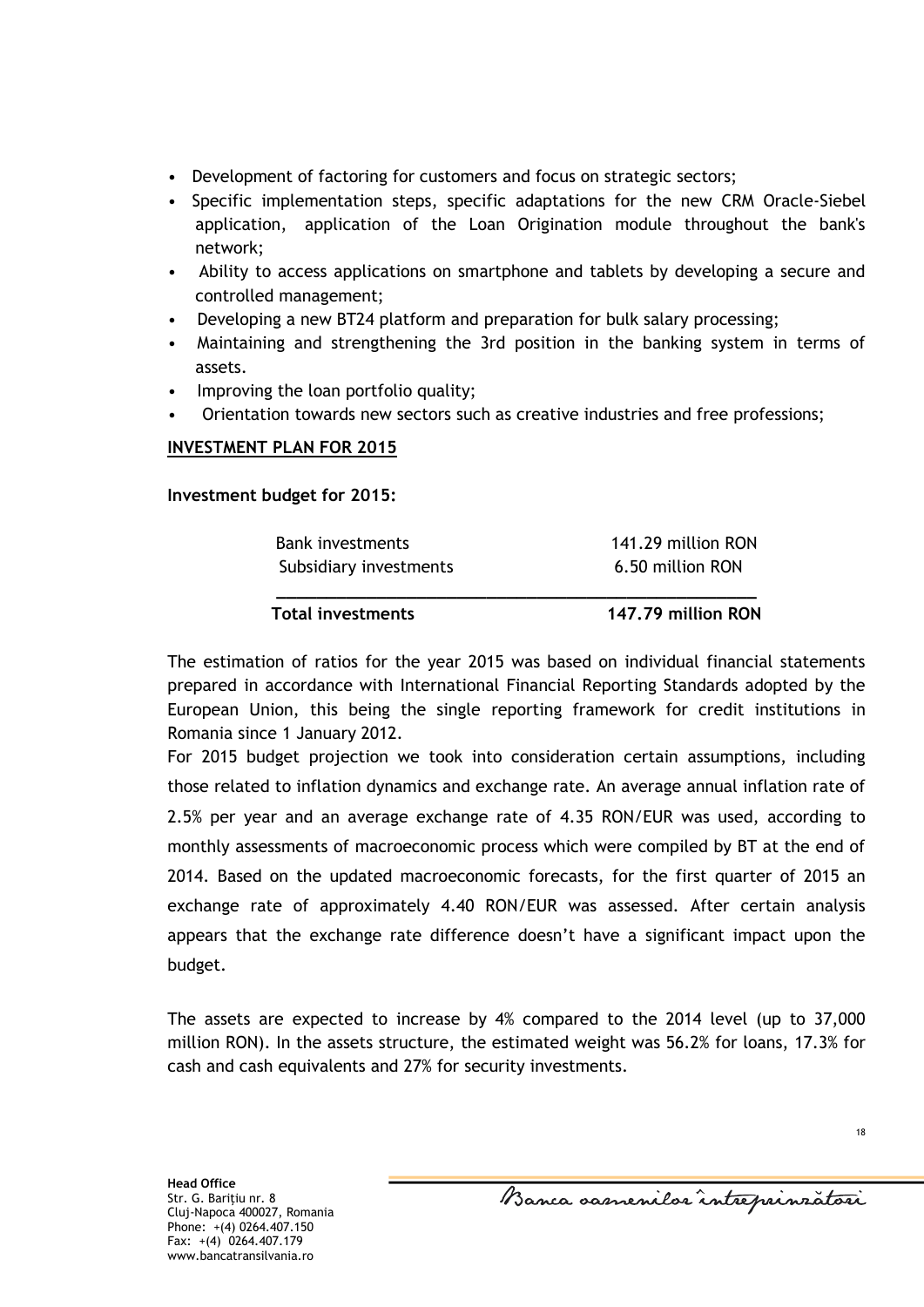- Development of factoring for customers and focus on strategic sectors;
- Specific implementation steps, specific adaptations for the new CRM Oracle-Siebel application, application of the Loan Origination module throughout the bank's network;
- Ability to access applications on smartphone and tablets by developing a secure and controlled management;
- Developing a new BT24 platform and preparation for bulk salary processing;
- Maintaining and strengthening the 3rd position in the banking system in terms of assets.
- Improving the loan portfolio quality;
- Orientation towards new sectors such as creative industries and free professions;

## INVESTMENT PLAN FOR 2015

**Investment budget for 2015:**

| | |
|---|---|
| Bank investments | 141.29 million RON |
| Subsidiary investments | 6.50 million RON |
| **Total investments** | **147.79 million RON** |

The estimation of ratios for the year 2015 was based on individual financial statements prepared in accordance with International Financial Reporting Standards adopted by the European Union, this being the single reporting framework for credit institutions in Romania since 1 January 2012.

For 2015 budget projection we took into consideration certain assumptions, including those related to inflation dynamics and exchange rate. An average annual inflation rate of 2.5% per year and an average exchange rate of 4.35 RON/EUR was used, according to monthly assessments of macroeconomic process which were compiled by BT at the end of 2014. Based on the updated macroeconomic forecasts, for the first quarter of 2015 an exchange rate of approximately 4.40 RON/EUR was assessed. After certain analysis appears that the exchange rate difference doesn't have a significant impact upon the budget.

The assets are expected to increase by 4% compared to the 2014 level (up to 37,000 million RON). In the assets structure, the estimated weight was 56.2% for loans, 17.3% for cash and cash equivalents and 27% for security investments.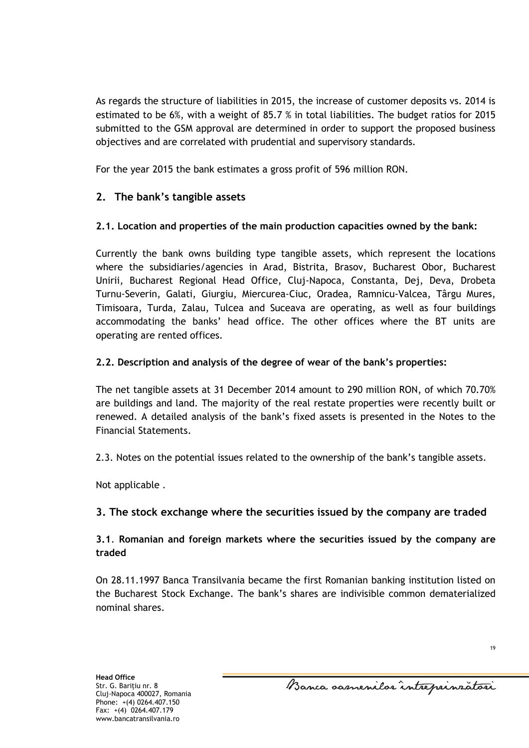As regards the structure of liabilities in 2015, the increase of customer deposits vs. 2014 is estimated to be 6%, with a weight of 85.7 % in total liabilities. The budget ratios for 2015 submitted to the GSM approval are determined in order to support the proposed business objectives and are correlated with prudential and supervisory standards.

For the year 2015 the bank estimates a gross profit of 596 million RON.

## 2. The bank's tangible assets

### 2.1. Location and properties of the main production capacities owned by the bank:

Currently the bank owns building type tangible assets, which represent the locations where the subsidiaries/agencies in Arad, Bistrita, Brasov, Bucharest Obor, Bucharest Unirii, Bucharest Regional Head Office, Cluj-Napoca, Constanta, Dej, Deva, Drobeta Turnu-Severin, Galati, Giurgiu, Miercurea-Ciuc, Oradea, Ramnicu-Valcea, Târgu Mures, Timisoara, Turda, Zalau, Tulcea and Suceava are operating, as well as four buildings accommodating the banks' head office. The other offices where the BT units are operating are rented offices.

### 2.2. Description and analysis of the degree of wear of the bank's properties:

The net tangible assets at 31 December 2014 amount to 290 million RON, of which 70.70% are buildings and land. The majority of the real restate properties were recently built or renewed. A detailed analysis of the bank's fixed assets is presented in the Notes to the Financial Statements.

2.3. Notes on the potential issues related to the ownership of the bank's tangible assets.

Not applicable .

## 3. The stock exchange where the securities issued by the company are traded

### 3.1. Romanian and foreign markets where the securities issued by the company are traded

On 28.11.1997 Banca Transilvania became the first Romanian banking institution listed on the Bucharest Stock Exchange. The bank's shares are indivisible common dematerialized nominal shares.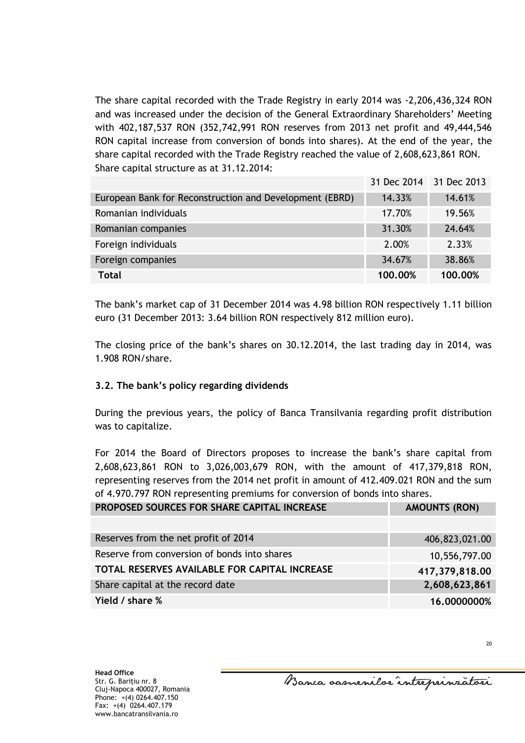The share capital recorded with the Trade Registry in early 2014 was -2,206,436,324 RON and was increased under the decision of the General Extraordinary Shareholders' Meeting with 402,187,537 RON (352,742,991 RON reserves from 2013 net profit and 49,444,546 RON capital increase from conversion of bonds into shares). At the end of the year, the share capital recorded with the Trade Registry reached the value of 2,608,623,861 RON.
Share capital structure as at 31.12.2014:

| | 31 Dec 2014 | 31 Dec 2013 |
|---|---|---|
| European Bank for Reconstruction and Development (EBRD) | 14.33% | 14.61% |
| Romanian individuals | 17.70% | 19.56% |
| Romanian companies | 31.30% | 24.64% |
| Foreign individuals | 2.00% | 2.33% |
| Foreign companies | 34.67% | 38.86% |
| **Total** | **100.00%** | **100.00%** |

The bank's market cap of 31 December 2014 was 4.98 billion RON respectively 1.11 billion euro (31 December 2013: 3.64 billion RON respectively 812 million euro).

The closing price of the bank's shares on 30.12.2014, the last trading day in 2014, was 1.908 RON/share.

### 3.2. The bank's policy regarding dividends

During the previous years, the policy of Banca Transilvania regarding profit distribution was to capitalize.

For 2014 the Board of Directors proposes to increase the bank's share capital from 2,608,623,861 RON to 3,026,003,679 RON, with the amount of 417,379,818 RON, representing reserves from the 2014 net profit in amount of 412.409.021 RON and the sum of 4.970.797 RON representing premiums for conversion of bonds into shares.

| PROPOSED SOURCES FOR SHARE CAPITAL INCREASE | AMOUNTS (RON) |
|---|---|
| | |
| Reserves from the net profit of 2014 | 406,823,021.00 |
| Reserve from conversion of bonds into shares | 10,556,797.00 |
| **TOTAL RESERVES AVAILABLE FOR CAPITAL INCREASE** | **417,379,818.00** |
| Share capital at the record date | **2,608,623,861** |
| **Yield / share %** | **16.0000000%** |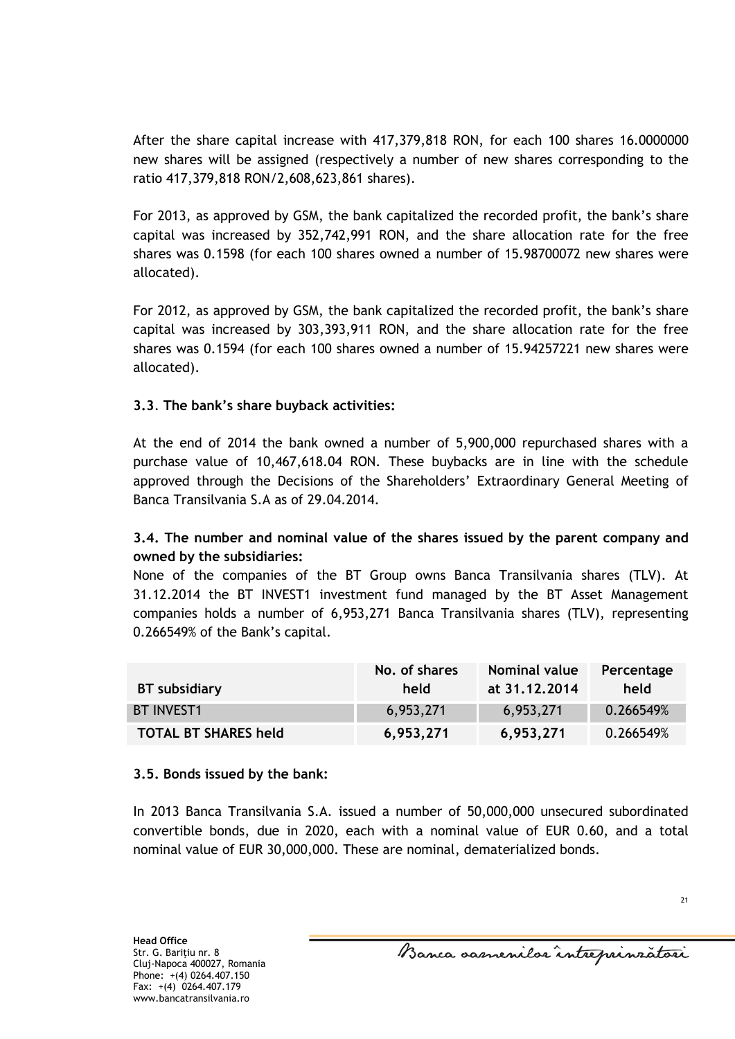After the share capital increase with 417,379,818 RON, for each 100 shares 16.0000000 new shares will be assigned (respectively a number of new shares corresponding to the ratio 417,379,818 RON/2,608,623,861 shares).

For 2013, as approved by GSM, the bank capitalized the recorded profit, the bank's share capital was increased by 352,742,991 RON, and the share allocation rate for the free shares was 0.1598 (for each 100 shares owned a number of 15.98700072 new shares were allocated).

For 2012, as approved by GSM, the bank capitalized the recorded profit, the bank's share capital was increased by 303,393,911 RON, and the share allocation rate for the free shares was 0.1594 (for each 100 shares owned a number of 15.94257221 new shares were allocated).

### 3.3. The bank's share buyback activities:

At the end of 2014 the bank owned a number of 5,900,000 repurchased shares with a purchase value of 10,467,618.04 RON. These buybacks are in line with the schedule approved through the Decisions of the Shareholders' Extraordinary General Meeting of Banca Transilvania S.A as of 29.04.2014.

### 3.4. The number and nominal value of the shares issued by the parent company and owned by the subsidiaries:

None of the companies of the BT Group owns Banca Transilvania shares (TLV). At 31.12.2014 the BT INVEST1 investment fund managed by the BT Asset Management companies holds a number of 6,953,271 Banca Transilvania shares (TLV), representing 0.266549% of the Bank's capital.

| BT subsidiary | No. of shares held | Nominal value at 31.12.2014 | Percentage held |
|---|---|---|---|
| BT INVEST1 | 6,953,271 | 6,953,271 | 0.266549% |
| **TOTAL BT SHARES held** | **6,953,271** | **6,953,271** | 0.266549% |

### 3.5. Bonds issued by the bank:

In 2013 Banca Transilvania S.A. issued a number of 50,000,000 unsecured subordinated convertible bonds, due in 2020, each with a nominal value of EUR 0.60, and a total nominal value of EUR 30,000,000. These are nominal, dematerialized bonds.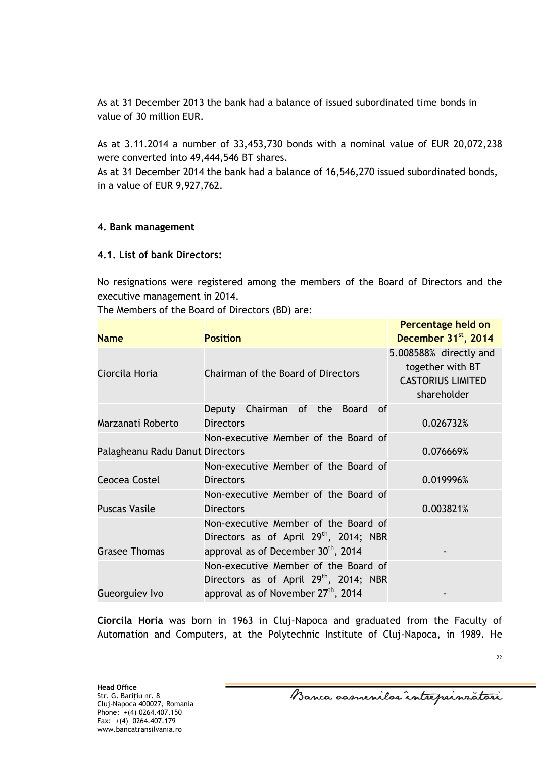As at 31 December 2013 the bank had a balance of issued subordinated time bonds in value of 30 million EUR.

As at 3.11.2014 a number of 33,453,730 bonds with a nominal value of EUR 20,072,238 were converted into 49,444,546 BT shares.

As at 31 December 2014 the bank had a balance of 16,546,270 issued subordinated bonds, in a value of EUR 9,927,762.

**4. Bank management**

**4.1. List of bank Directors:**

No resignations were registered among the members of the Board of Directors and the executive management in 2014.

The Members of the Board of Directors (BD) are:

| Name | Position | Percentage held on December 31st, 2014 |
|---|---|---|
| Ciorcila Horia | Chairman of the Board of Directors | 5.008588% directly and together with BT CASTORIUS LIMITED shareholder |
| Marzanati Roberto | Deputy Chairman of the Board of Directors | 0.026732% |
| Palagheanu Radu Danut | Non-executive Member of the Board of Directors | 0.076669% |
| Ceocea Costel | Non-executive Member of the Board of Directors | 0.019996% |
| Puscas Vasile | Non-executive Member of the Board of Directors | 0.003821% |
| Grasee Thomas | Non-executive Member of the Board of Directors as of April 29th, 2014; NBR approval as of December 30th, 2014 | - |
| Gueorguiev Ivo | Non-executive Member of the Board of Directors as of April 29th, 2014; NBR approval as of November 27th, 2014 | - |

**Ciorcila Horia** was born in 1963 in Cluj-Napoca and graduated from the Faculty of Automation and Computers, at the Polytechnic Institute of Cluj-Napoca, in 1989. He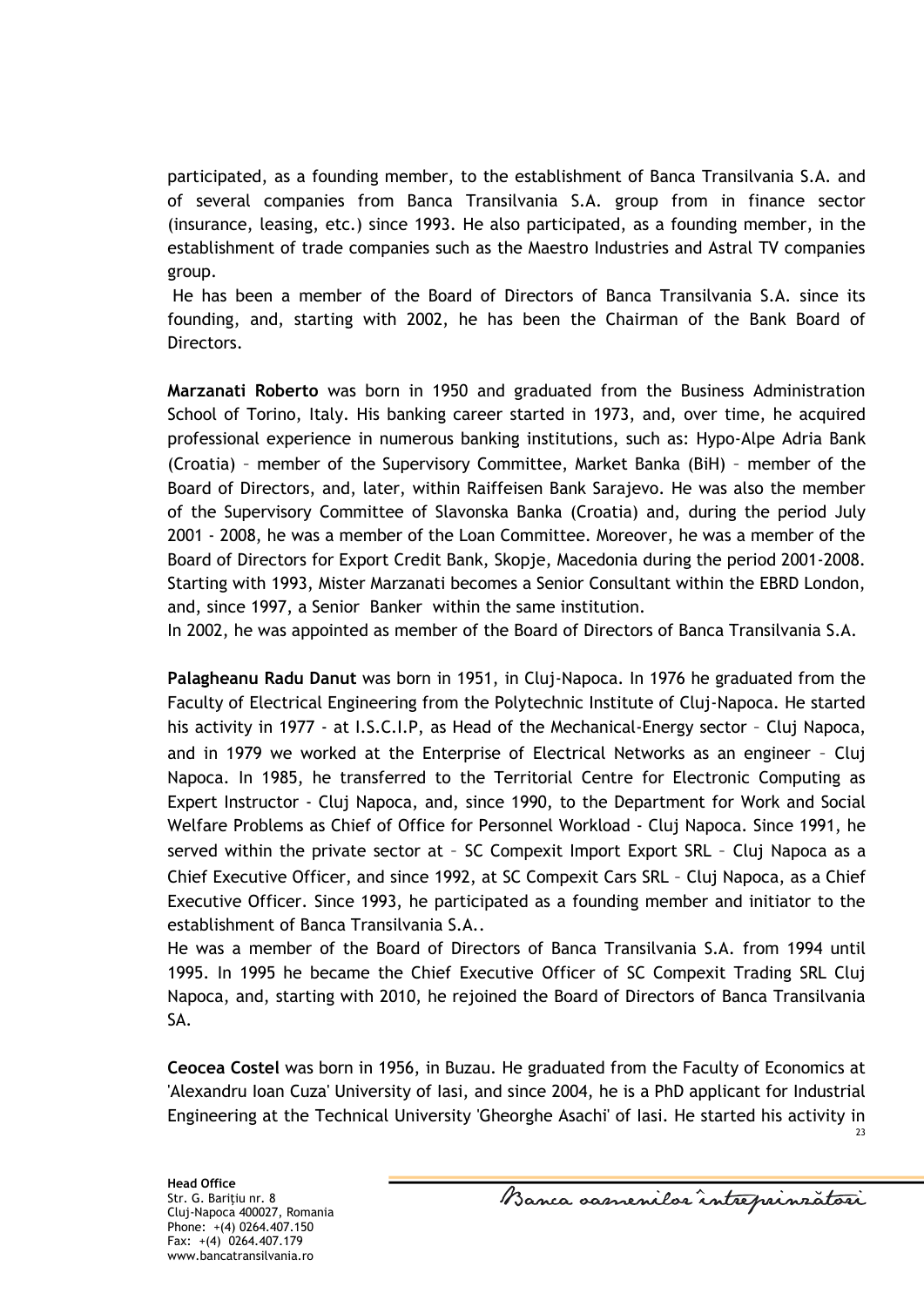participated, as a founding member, to the establishment of Banca Transilvania S.A. and of several companies from Banca Transilvania S.A. group from in finance sector (insurance, leasing, etc.) since 1993. He also participated, as a founding member, in the establishment of trade companies such as the Maestro Industries and Astral TV companies group.

He has been a member of the Board of Directors of Banca Transilvania S.A. since its founding, and, starting with 2002, he has been the Chairman of the Bank Board of Directors.

**Marzanati Roberto** was born in 1950 and graduated from the Business Administration School of Torino, Italy. His banking career started in 1973, and, over time, he acquired professional experience in numerous banking institutions, such as: Hypo-Alpe Adria Bank (Croatia) – member of the Supervisory Committee, Market Banka (BiH) – member of the Board of Directors, and, later, within Raiffeisen Bank Sarajevo. He was also the member of the Supervisory Committee of Slavonska Banka (Croatia) and, during the period July 2001 - 2008, he was a member of the Loan Committee. Moreover, he was a member of the Board of Directors for Export Credit Bank, Skopje, Macedonia during the period 2001-2008. Starting with 1993, Mister Marzanati becomes a Senior Consultant within the EBRD London, and, since 1997, a Senior Banker within the same institution.
In 2002, he was appointed as member of the Board of Directors of Banca Transilvania S.A.

**Palagheanu Radu Danut** was born in 1951, in Cluj-Napoca. In 1976 he graduated from the Faculty of Electrical Engineering from the Polytechnic Institute of Cluj-Napoca. He started his activity in 1977 - at I.S.C.I.P, as Head of the Mechanical-Energy sector – Cluj Napoca, and in 1979 we worked at the Enterprise of Electrical Networks as an engineer – Cluj Napoca. In 1985, he transferred to the Territorial Centre for Electronic Computing as Expert Instructor - Cluj Napoca, and, since 1990, to the Department for Work and Social Welfare Problems as Chief of Office for Personnel Workload - Cluj Napoca. Since 1991, he served within the private sector at – SC Compexit Import Export SRL – Cluj Napoca as a Chief Executive Officer, and since 1992, at SC Compexit Cars SRL – Cluj Napoca, as a Chief Executive Officer. Since 1993, he participated as a founding member and initiator to the establishment of Banca Transilvania S.A..
He was a member of the Board of Directors of Banca Transilvania S.A. from 1994 until 1995. In 1995 he became the Chief Executive Officer of SC Compexit Trading SRL Cluj Napoca, and, starting with 2010, he rejoined the Board of Directors of Banca Transilvania SA.

**Ceocea Costel** was born in 1956, in Buzau. He graduated from the Faculty of Economics at 'Alexandru Ioan Cuza' University of Iasi, and since 2004, he is a PhD applicant for Industrial Engineering at the Technical University 'Gheorghe Asachi' of Iasi. He started his activity in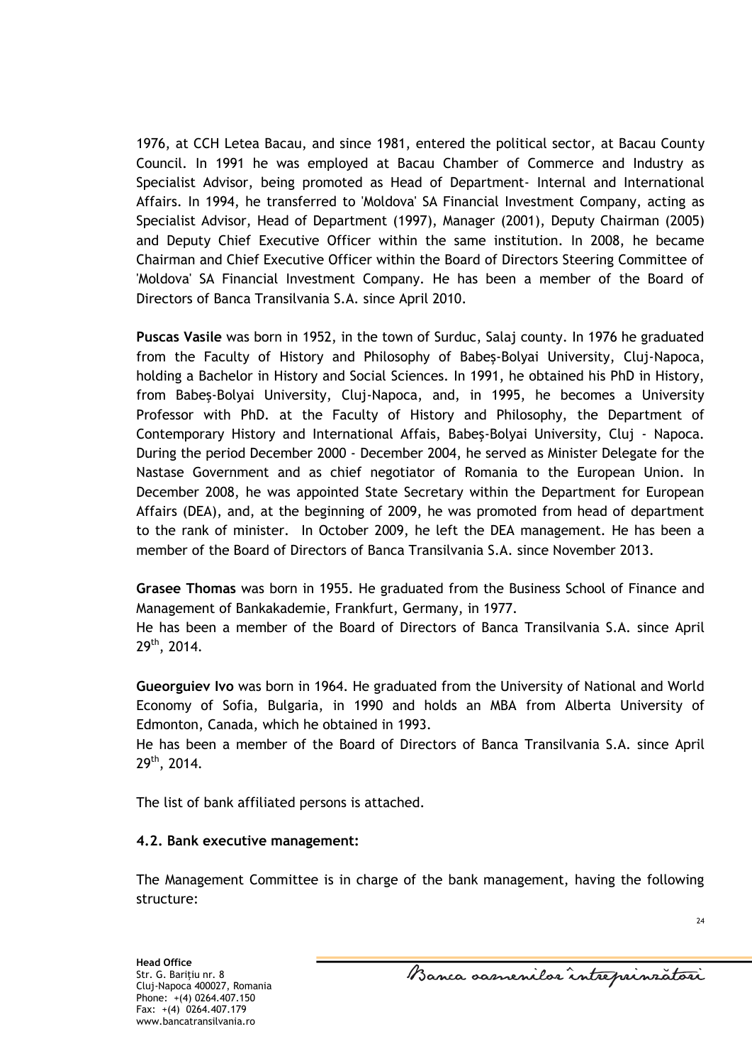1976, at CCH Letea Bacau, and since 1981, entered the political sector, at Bacau County Council. In 1991 he was employed at Bacau Chamber of Commerce and Industry as Specialist Advisor, being promoted as Head of Department- Internal and International Affairs. In 1994, he transferred to 'Moldova' SA Financial Investment Company, acting as Specialist Advisor, Head of Department (1997), Manager (2001), Deputy Chairman (2005) and Deputy Chief Executive Officer within the same institution. In 2008, he became Chairman and Chief Executive Officer within the Board of Directors Steering Committee of 'Moldova' SA Financial Investment Company. He has been a member of the Board of Directors of Banca Transilvania S.A. since April 2010.

**Puscas Vasile** was born in 1952, in the town of Surduc, Salaj county. In 1976 he graduated from the Faculty of History and Philosophy of Babeş-Bolyai University, Cluj-Napoca, holding a Bachelor in History and Social Sciences. In 1991, he obtained his PhD in History, from Babeş-Bolyai University, Cluj-Napoca, and, in 1995, he becomes a University Professor with PhD. at the Faculty of History and Philosophy, the Department of Contemporary History and International Affais, Babeş-Bolyai University, Cluj - Napoca. During the period December 2000 - December 2004, he served as Minister Delegate for the Nastase Government and as chief negotiator of Romania to the European Union. In December 2008, he was appointed State Secretary within the Department for European Affairs (DEA), and, at the beginning of 2009, he was promoted from head of department to the rank of minister. In October 2009, he left the DEA management. He has been a member of the Board of Directors of Banca Transilvania S.A. since November 2013.

**Grasee Thomas** was born in 1955. He graduated from the Business School of Finance and Management of Bankakademie, Frankfurt, Germany, in 1977.
He has been a member of the Board of Directors of Banca Transilvania S.A. since April 29th, 2014.

**Gueorguiev Ivo** was born in 1964. He graduated from the University of National and World Economy of Sofia, Bulgaria, in 1990 and holds an MBA from Alberta University of Edmonton, Canada, which he obtained in 1993.
He has been a member of the Board of Directors of Banca Transilvania S.A. since April 29th, 2014.

The list of bank affiliated persons is attached.

### 4.2. Bank executive management:

The Management Committee is in charge of the bank management, having the following structure: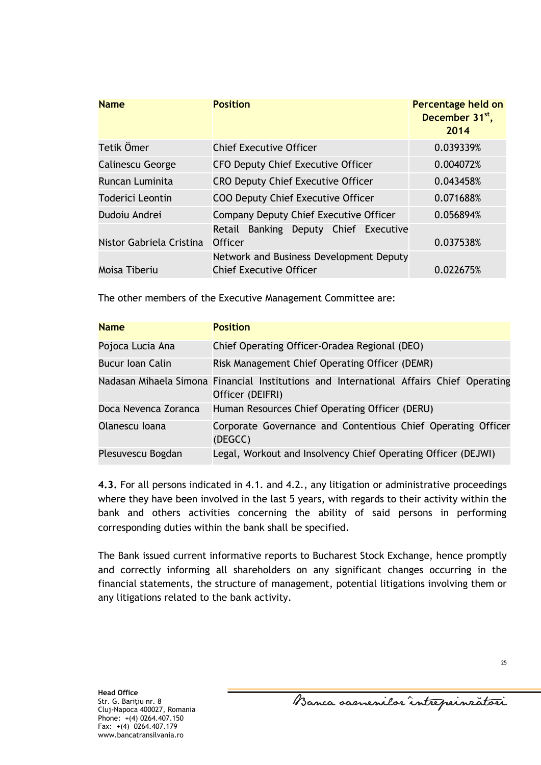| Name | Position | Percentage held on December 31st, 2014 |
|---|---|---|
| Tetik Ömer | Chief Executive Officer | 0.039339% |
| Calinescu George | CFO Deputy Chief Executive Officer | 0.004072% |
| Runcan Luminita | CRO Deputy Chief Executive Officer | 0.043458% |
| Toderici Leontin | COO Deputy Chief Executive Officer | 0.071688% |
| Dudoiu Andrei | Company Deputy Chief Executive Officer | 0.056894% |
| Nistor Gabriela Cristina | Retail Banking Deputy Chief Executive Officer | 0.037538% |
| Moisa Tiberiu | Network and Business Development Deputy Chief Executive Officer | 0.022675% |

The other members of the Executive Management Committee are:

| Name | Position |
|---|---|
| Pojoca Lucia Ana | Chief Operating Officer-Oradea Regional (DEO) |
| Bucur Ioan Calin | Risk Management Chief Operating Officer (DEMR) |
| Nadasan Mihaela Simona | Financial Institutions and International Affairs Chief Operating Officer (DEIFRI) |
| Doca Nevenca Zoranca | Human Resources Chief Operating Officer (DERU) |
| Olanescu Ioana | Corporate Governance and Contentious Chief Operating Officer (DEGCC) |
| Plesuvescu Bogdan | Legal, Workout and Insolvency Chief Operating Officer (DEJWI) |

**4.3.** For all persons indicated in 4.1. and 4.2., any litigation or administrative proceedings where they have been involved in the last 5 years, with regards to their activity within the bank and others activities concerning the ability of said persons in performing corresponding duties within the bank shall be specified.

The Bank issued current informative reports to Bucharest Stock Exchange, hence promptly and correctly informing all shareholders on any significant changes occurring in the financial statements, the structure of management, potential litigations involving them or any litigations related to the bank activity.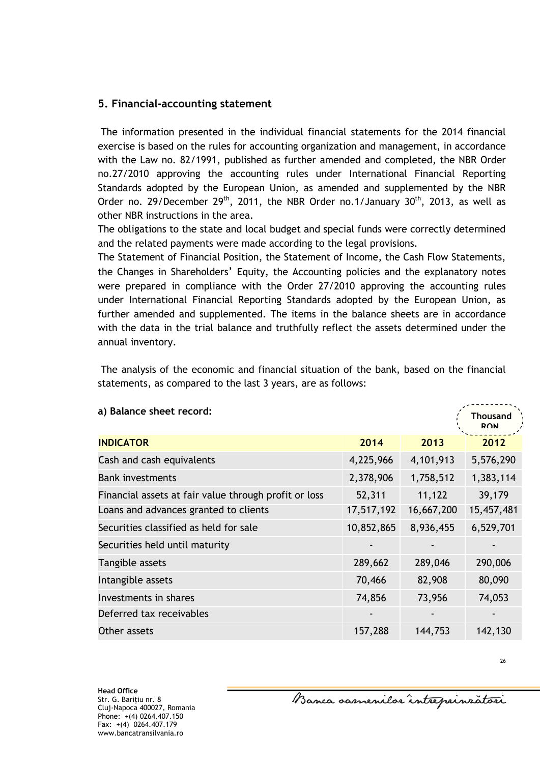## 5. Financial-accounting statement

The information presented in the individual financial statements for the 2014 financial exercise is based on the rules for accounting organization and management, in accordance with the Law no. 82/1991, published as further amended and completed, the NBR Order no.27/2010 approving the accounting rules under International Financial Reporting Standards adopted by the European Union, as amended and supplemented by the NBR Order no. 29/December 29th, 2011, the NBR Order no.1/January 30th, 2013, as well as other NBR instructions in the area.

The obligations to the state and local budget and special funds were correctly determined and the related payments were made according to the legal provisions.

The Statement of Financial Position, the Statement of Income, the Cash Flow Statements, the Changes in Shareholders' Equity, the Accounting policies and the explanatory notes were prepared in compliance with the Order 27/2010 approving the accounting rules under International Financial Reporting Standards adopted by the European Union, as further amended and supplemented. The items in the balance sheets are in accordance with the data in the trial balance and truthfully reflect the assets determined under the annual inventory.

The analysis of the economic and financial situation of the bank, based on the financial statements, as compared to the last 3 years, are as follows:

**a) Balance sheet record:**

Thousand RON

| INDICATOR | 2014 | 2013 | 2012 |
|---|---|---|---|
| Cash and cash equivalents | 4,225,966 | 4,101,913 | 5,576,290 |
| Bank investments | 2,378,906 | 1,758,512 | 1,383,114 |
| Financial assets at fair value through profit or loss | 52,311 | 11,122 | 39,179 |
| Loans and advances granted to clients | 17,517,192 | 16,667,200 | 15,457,481 |
| Securities classified as held for sale | 10,852,865 | 8,936,455 | 6,529,701 |
| Securities held until maturity | - | - | - |
| Tangible assets | 289,662 | 289,046 | 290,006 |
| Intangible assets | 70,466 | 82,908 | 80,090 |
| Investments in shares | 74,856 | 73,956 | 74,053 |
| Deferred tax receivables | - | - | - |
| Other assets | 157,288 | 144,753 | 142,130 |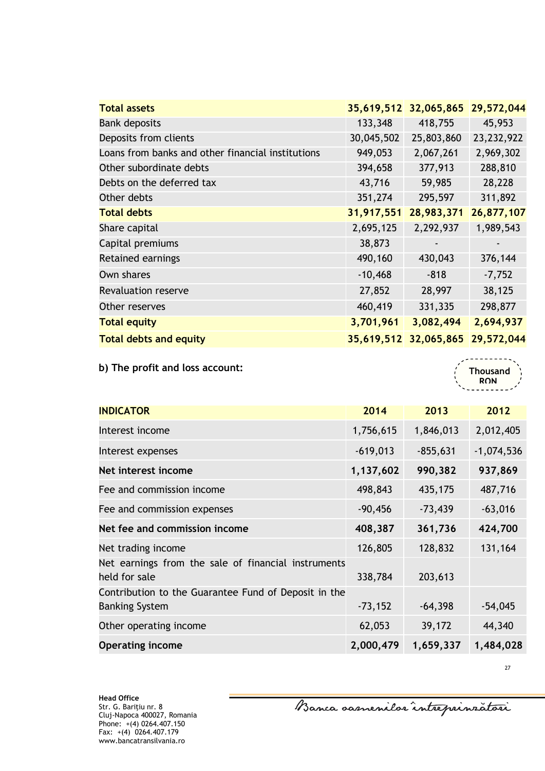| | | | |
|---|---|---|---|
| **Total assets** | **35,619,512** | **32,065,865** | **29,572,044** |
| Bank deposits | 133,348 | 418,755 | 45,953 |
| Deposits from clients | 30,045,502 | 25,803,860 | 23,232,922 |
| Loans from banks and other financial institutions | 949,053 | 2,067,261 | 2,969,302 |
| Other subordinate debts | 394,658 | 377,913 | 288,810 |
| Debts on the deferred tax | 43,716 | 59,985 | 28,228 |
| Other debts | 351,274 | 295,597 | 311,892 |
| **Total debts** | **31,917,551** | **28,983,371** | **26,877,107** |
| Share capital | 2,695,125 | 2,292,937 | 1,989,543 |
| Capital premiums | 38,873 | - | - |
| Retained earnings | 490,160 | 430,043 | 376,144 |
| Own shares | -10,468 | -818 | -7,752 |
| Revaluation reserve | 27,852 | 28,997 | 38,125 |
| Other reserves | 460,419 | 331,335 | 298,877 |
| **Total equity** | **3,701,961** | **3,082,494** | **2,694,937** |
| **Total debts and equity** | **35,619,512** | **32,065,865** | **29,572,044** |

**b) The profit and loss account:**

Thousand RON

| **INDICATOR** | **2014** | **2013** | **2012** |
|---|---|---|---|
| Interest income | 1,756,615 | 1,846,013 | 2,012,405 |
| Interest expenses | -619,013 | -855,631 | -1,074,536 |
| **Net interest income** | **1,137,602** | **990,382** | **937,869** |
| Fee and commission income | 498,843 | 435,175 | 487,716 |
| Fee and commission expenses | -90,456 | -73,439 | -63,016 |
| **Net fee and commission income** | **408,387** | **361,736** | **424,700** |
| Net trading income | 126,805 | 128,832 | 131,164 |
| Net earnings from the sale of financial instruments held for sale | 338,784 | 203,613 | |
| Contribution to the Guarantee Fund of Deposit in the Banking System | -73,152 | -64,398 | -54,045 |
| Other operating income | 62,053 | 39,172 | 44,340 |
| **Operating income** | **2,000,479** | **1,659,337** | **1,484,028** |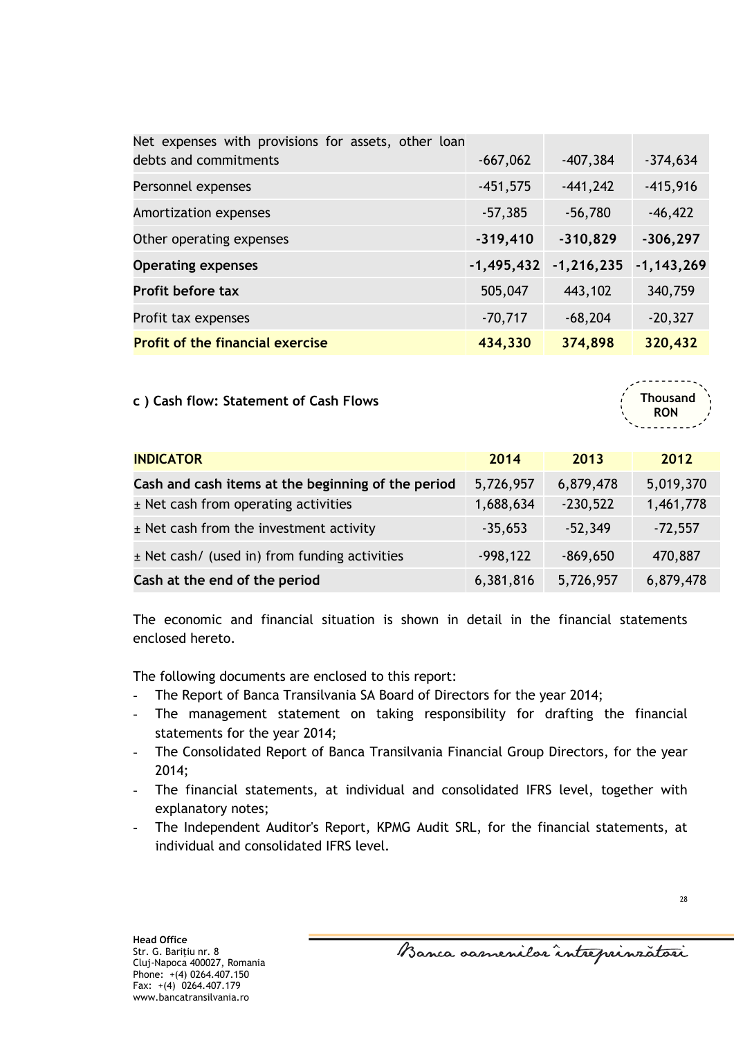| | | | |
|---|---|---|---|
| Net expenses with provisions for assets, other loan debts and commitments | -667,062 | -407,384 | -374,634 |
| Personnel expenses | -451,575 | -441,242 | -415,916 |
| Amortization expenses | -57,385 | -56,780 | -46,422 |
| Other operating expenses | **-319,410** | **-310,829** | **-306,297** |
| **Operating expenses** | **-1,495,432** | **-1,216,235** | **-1,143,269** |
| **Profit before tax** | 505,047 | 443,102 | 340,759 |
| Profit tax expenses | -70,717 | -68,204 | -20,327 |
| **Profit of the financial exercise** | **434,330** | **374,898** | **320,432** |

**c ) Cash flow: Statement of Cash Flows**

**Thousand RON**

| INDICATOR | 2014 | 2013 | 2012 |
|---|---|---|---|
| **Cash and cash items at the beginning of the period** | 5,726,957 | 6,879,478 | 5,019,370 |
| ± Net cash from operating activities | 1,688,634 | -230,522 | 1,461,778 |
| ± Net cash from the investment activity | -35,653 | -52,349 | -72,557 |
| ± Net cash/ (used in) from funding activities | -998,122 | -869,650 | 470,887 |
| **Cash at the end of the period** | 6,381,816 | 5,726,957 | 6,879,478 |

The economic and financial situation is shown in detail in the financial statements enclosed hereto.

The following documents are enclosed to this report:

- The Report of Banca Transilvania SA Board of Directors for the year 2014;
- The management statement on taking responsibility for drafting the financial statements for the year 2014;
- The Consolidated Report of Banca Transilvania Financial Group Directors, for the year 2014;
- The financial statements, at individual and consolidated IFRS level, together with explanatory notes;
- The Independent Auditor's Report, KPMG Audit SRL, for the financial statements, at individual and consolidated IFRS level.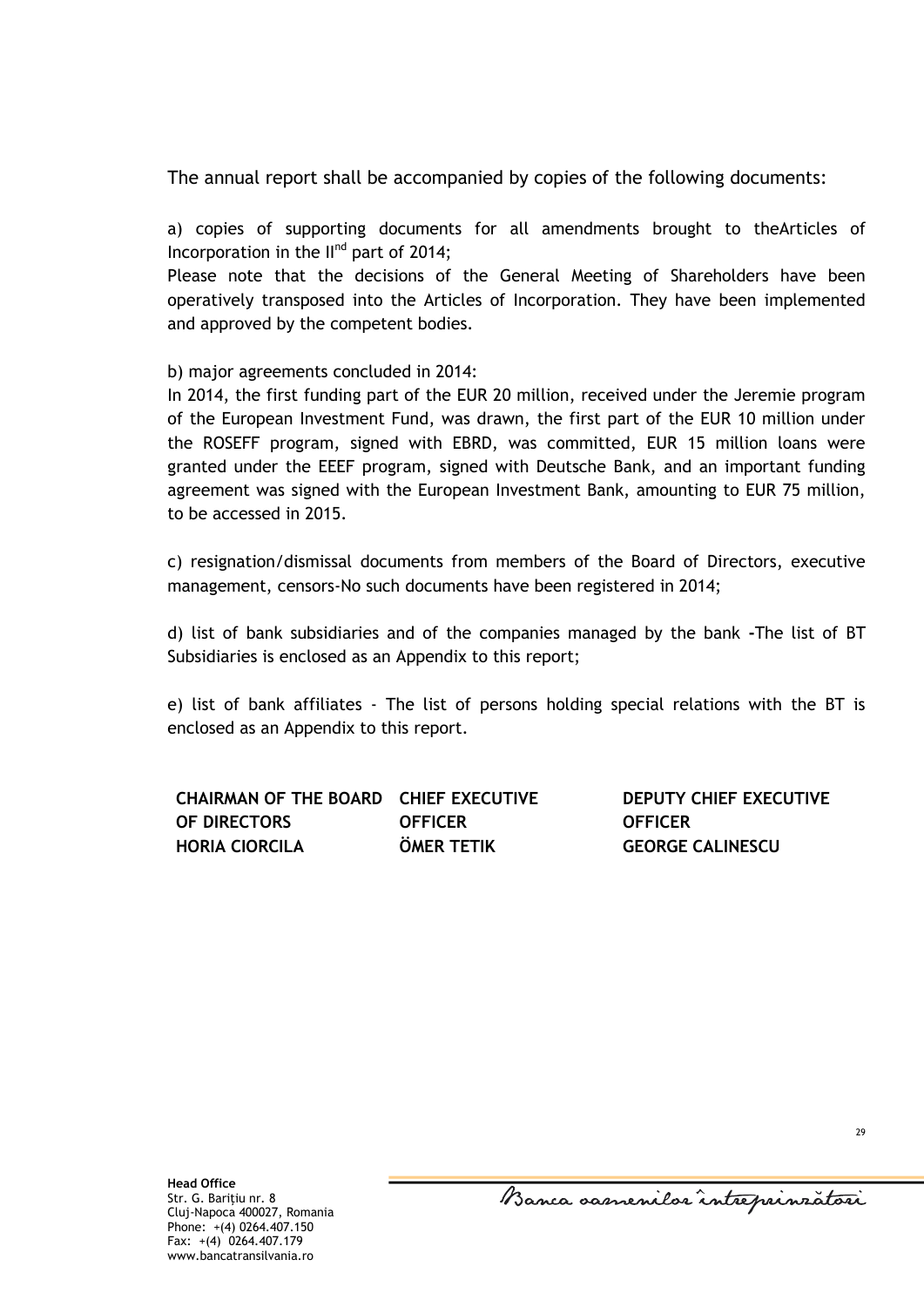The annual report shall be accompanied by copies of the following documents:

a) copies of supporting documents for all amendments brought to theArticles of Incorporation in the II[nd] part of 2014;

Please note that the decisions of the General Meeting of Shareholders have been operatively transposed into the Articles of Incorporation. They have been implemented and approved by the competent bodies.

b) major agreements concluded in 2014:

In 2014, the first funding part of the EUR 20 million, received under the Jeremie program of the European Investment Fund, was drawn, the first part of the EUR 10 million under the ROSEFF program, signed with EBRD, was committed, EUR 15 million loans were granted under the EEEF program, signed with Deutsche Bank, and an important funding agreement was signed with the European Investment Bank, amounting to EUR 75 million, to be accessed in 2015.

c) resignation/dismissal documents from members of the Board of Directors, executive management, censors-No such documents have been registered in 2014;

d) list of bank subsidiaries and of the companies managed by the bank -The list of BT Subsidiaries is enclosed as an Appendix to this report;

e) list of bank affiliates - The list of persons holding special relations with the BT is enclosed as an Appendix to this report.

| CHAIRMAN OF THE BOARD OF DIRECTORS | CHIEF EXECUTIVE OFFICER | DEPUTY CHIEF EXECUTIVE OFFICER |
|---|---|---|
| **HORIA CIORCILA** | **ÖMER TETIK** | **GEORGE CALINESCU** |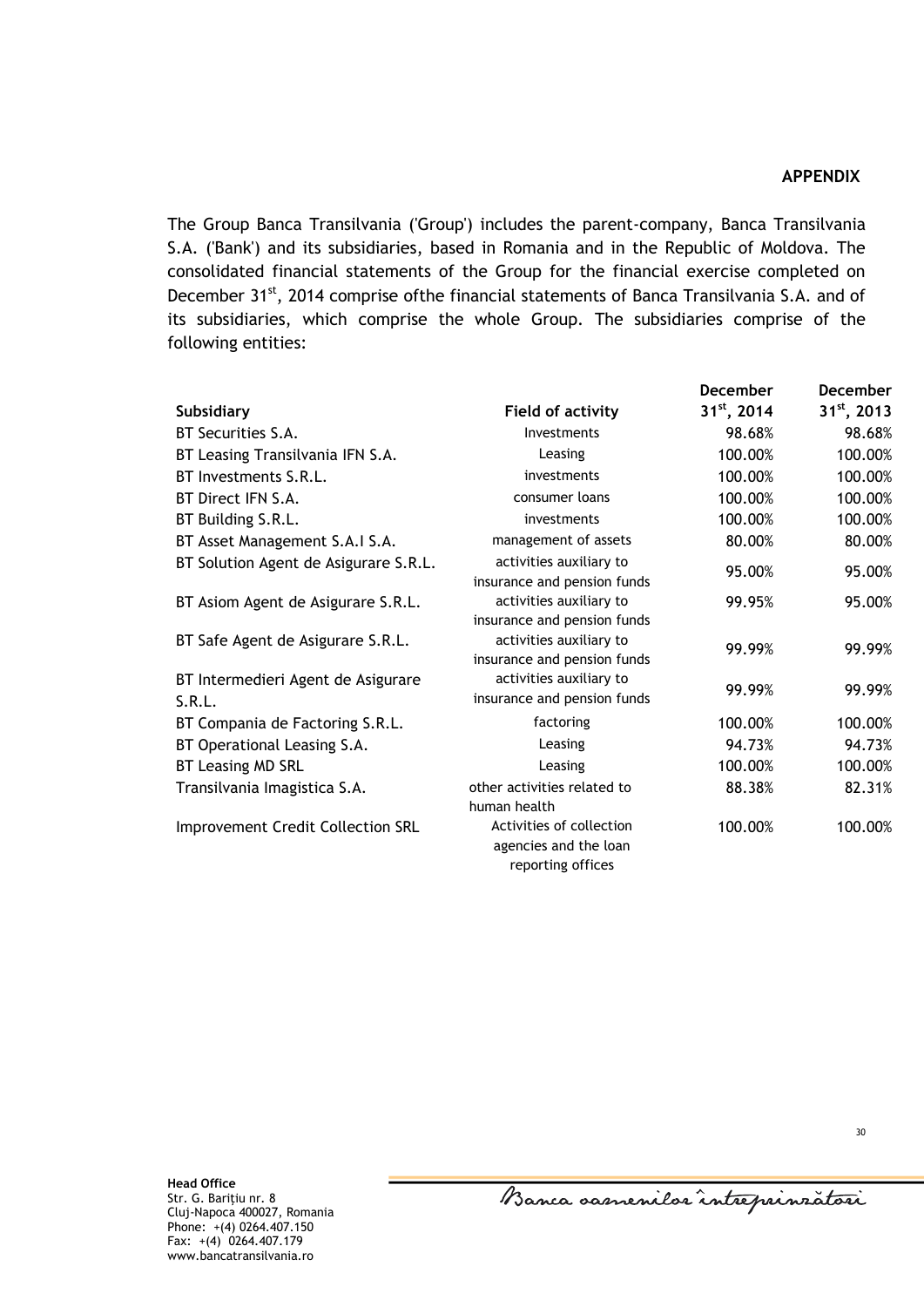**APPENDIX**

The Group Banca Transilvania ('Group') includes the parent-company, Banca Transilvania S.A. ('Bank') and its subsidiaries, based in Romania and in the Republic of Moldova. The consolidated financial statements of the Group for the financial exercise completed on December 31st, 2014 comprise ofthe financial statements of Banca Transilvania S.A. and of its subsidiaries, which comprise the whole Group. The subsidiaries comprise of the following entities:

| Subsidiary | Field of activity | December 31st, 2014 | December 31st, 2013 |
|---|---|---|---|
| BT Securities S.A. | Investments | 98.68% | 98.68% |
| BT Leasing Transilvania IFN S.A. | Leasing | 100.00% | 100.00% |
| BT Investments S.R.L. | investments | 100.00% | 100.00% |
| BT Direct IFN S.A. | consumer loans | 100.00% | 100.00% |
| BT Building S.R.L. | investments | 100.00% | 100.00% |
| BT Asset Management S.A.I S.A. | management of assets | 80.00% | 80.00% |
| BT Solution Agent de Asigurare S.R.L. | activities auxiliary to insurance and pension funds | 95.00% | 95.00% |
| BT Asiom Agent de Asigurare S.R.L. | activities auxiliary to insurance and pension funds | 99.95% | 95.00% |
| BT Safe Agent de Asigurare S.R.L. | activities auxiliary to insurance and pension funds | 99.99% | 99.99% |
| BT Intermedieri Agent de Asigurare S.R.L. | activities auxiliary to insurance and pension funds | 99.99% | 99.99% |
| BT Compania de Factoring S.R.L. | factoring | 100.00% | 100.00% |
| BT Operational Leasing S.A. | Leasing | 94.73% | 94.73% |
| BT Leasing MD SRL | Leasing | 100.00% | 100.00% |
| Transilvania Imagistica S.A. | other activities related to human health | 88.38% | 82.31% |
| Improvement Credit Collection SRL | Activities of collection agencies and the loan reporting offices | 100.00% | 100.00% |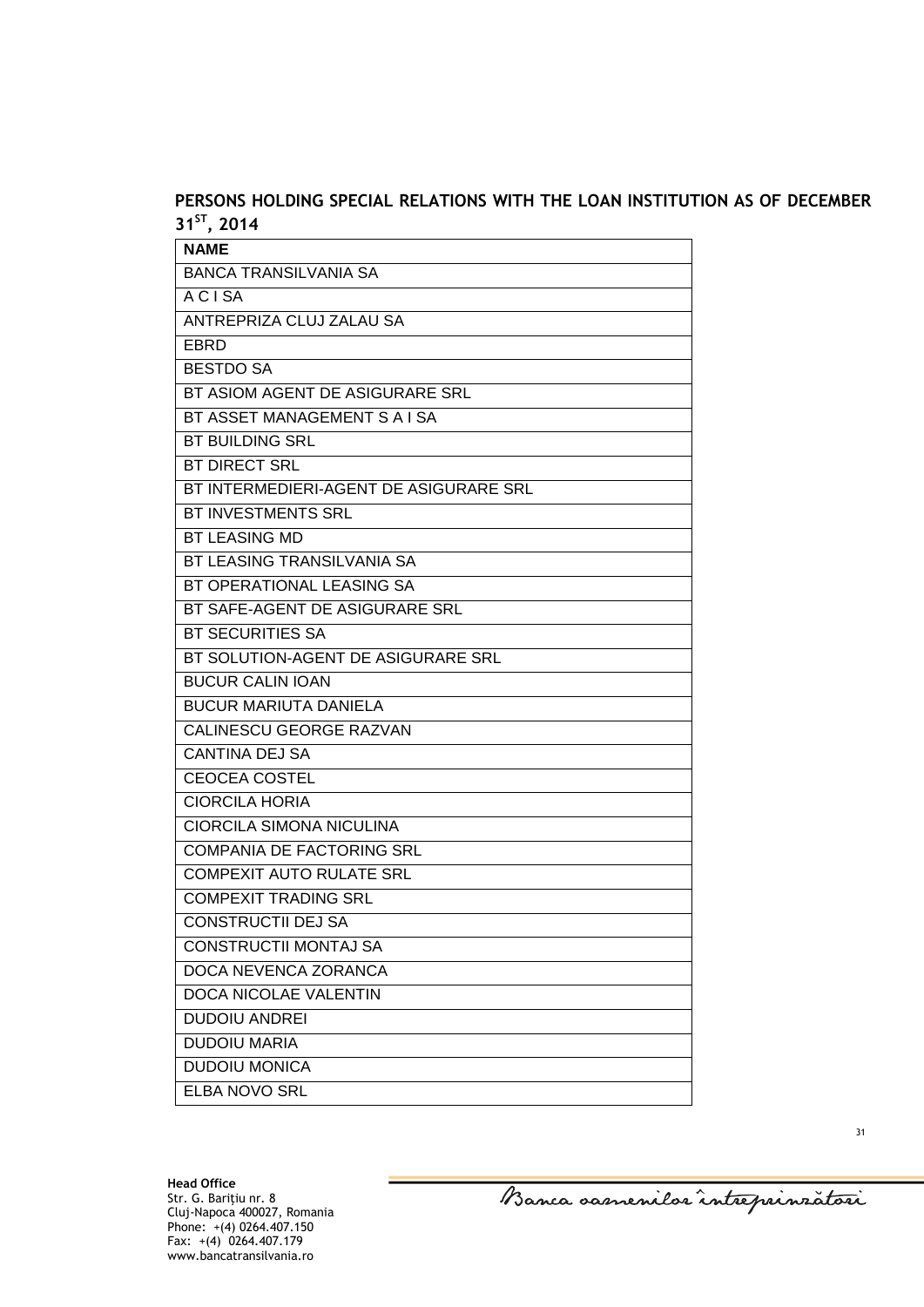**PERSONS HOLDING SPECIAL RELATIONS WITH THE LOAN INSTITUTION AS OF DECEMBER 31ST, 2014**

| NAME |
|---|
| BANCA TRANSILVANIA SA |
| A C I SA |
| ANTREPRIZA CLUJ ZALAU SA |
| EBRD |
| BESTDO SA |
| BT ASIOM AGENT DE ASIGURARE SRL |
| BT ASSET MANAGEMENT S A I SA |
| BT BUILDING SRL |
| BT DIRECT SRL |
| BT INTERMEDIERI-AGENT DE ASIGURARE SRL |
| BT INVESTMENTS SRL |
| BT LEASING MD |
| BT LEASING TRANSILVANIA SA |
| BT OPERATIONAL LEASING SA |
| BT SAFE-AGENT DE ASIGURARE SRL |
| BT SECURITIES SA |
| BT SOLUTION-AGENT DE ASIGURARE SRL |
| BUCUR CALIN IOAN |
| BUCUR MARIUTA DANIELA |
| CALINESCU GEORGE RAZVAN |
| CANTINA DEJ SA |
| CEOCEA COSTEL |
| CIORCILA HORIA |
| CIORCILA SIMONA NICULINA |
| COMPANIA DE FACTORING SRL |
| COMPEXIT AUTO RULATE SRL |
| COMPEXIT TRADING SRL |
| CONSTRUCTII DEJ SA |
| CONSTRUCTII MONTAJ SA |
| DOCA NEVENCA ZORANCA |
| DOCA NICOLAE VALENTIN |
| DUDOIU ANDREI |
| DUDOIU MARIA |
| DUDOIU MONICA |
| ELBA NOVO SRL |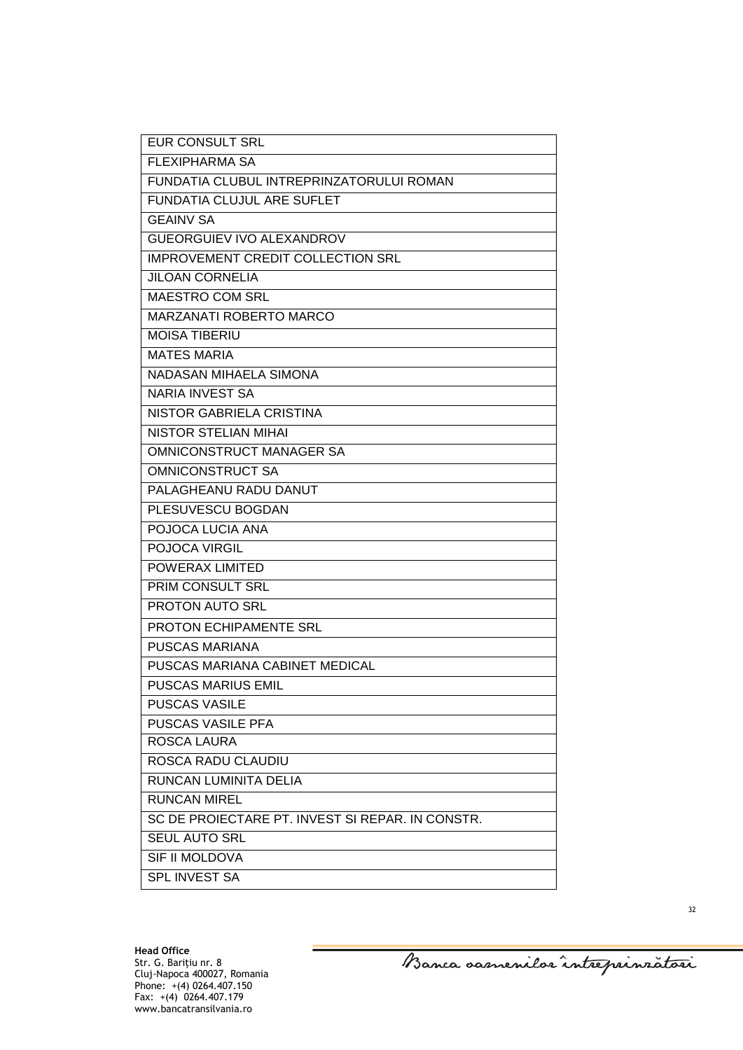| EUR CONSULT SRL |
|---|
| FLEXIPHARMA SA |
| FUNDATIA CLUBUL INTREPRINZATORULUI ROMAN |
| FUNDATIA CLUJUL ARE SUFLET |
| GEAINV SA |
| GUEORGUIEV IVO ALEXANDROV |
| IMPROVEMENT CREDIT COLLECTION SRL |
| JILOAN CORNELIA |
| MAESTRO COM SRL |
| MARZANATI ROBERTO MARCO |
| MOISA TIBERIU |
| MATES MARIA |
| NADASAN MIHAELA SIMONA |
| NARIA INVEST SA |
| NISTOR GABRIELA CRISTINA |
| NISTOR STELIAN MIHAI |
| OMNICONSTRUCT MANAGER SA |
| OMNICONSTRUCT SA |
| PALAGHEANU RADU DANUT |
| PLESUVESCU BOGDAN |
| POJOCA LUCIA ANA |
| POJOCA VIRGIL |
| POWERAX LIMITED |
| PRIM CONSULT SRL |
| PROTON AUTO SRL |
| PROTON ECHIPAMENTE SRL |
| PUSCAS MARIANA |
| PUSCAS MARIANA CABINET MEDICAL |
| PUSCAS MARIUS EMIL |
| PUSCAS VASILE |
| PUSCAS VASILE PFA |
| ROSCA LAURA |
| ROSCA RADU CLAUDIU |
| RUNCAN LUMINITA DELIA |
| RUNCAN MIREL |
| SC DE PROIECTARE PT. INVEST SI REPAR. IN CONSTR. |
| SEUL AUTO SRL |
| SIF II MOLDOVA |
| SPL INVEST SA |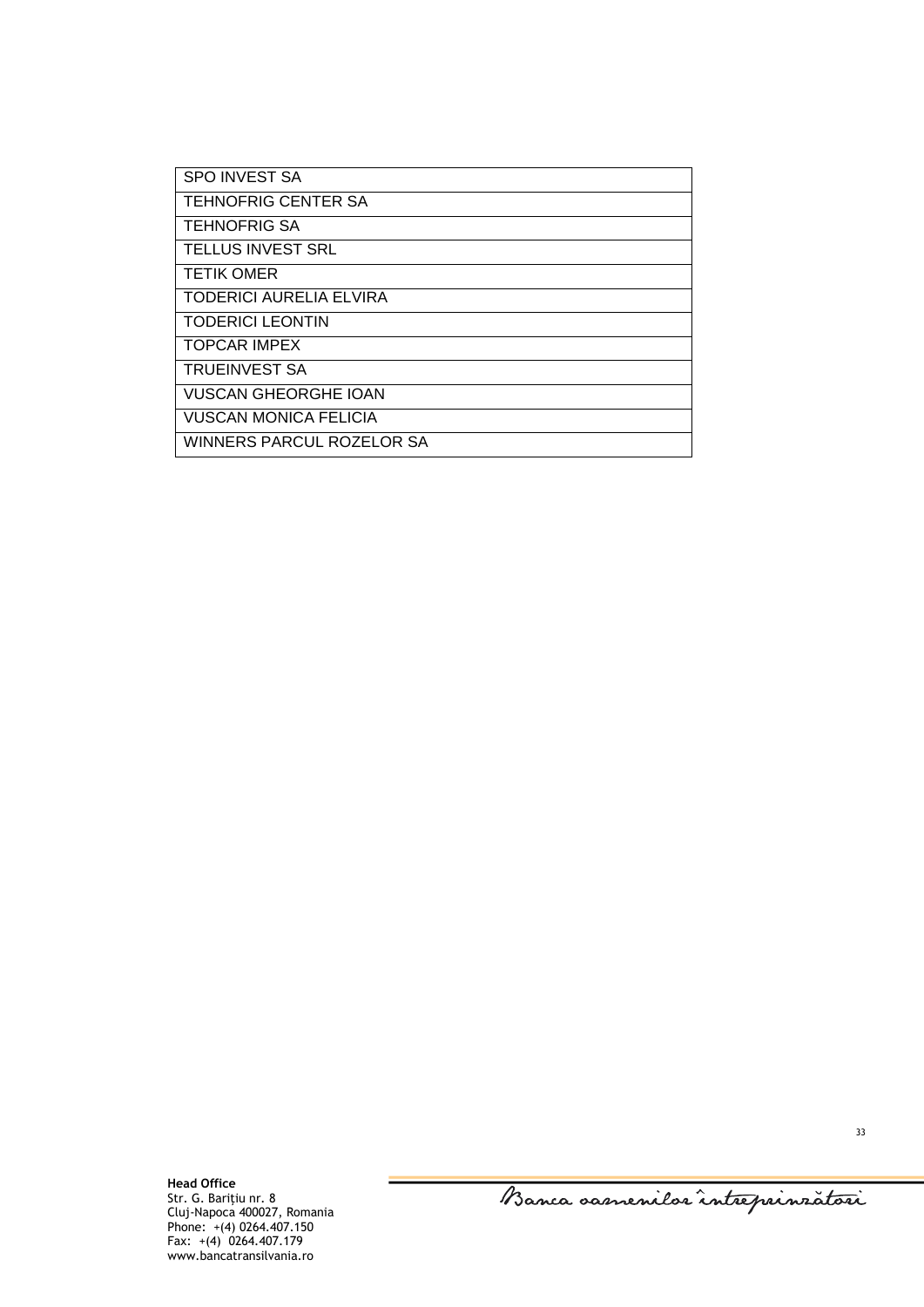| |
|---|
| SPO INVEST SA |
| TEHNOFRIG CENTER SA |
| TEHNOFRIG SA |
| TELLUS INVEST SRL |
| TETIK OMER |
| TODERICI AURELIA ELVIRA |
| TODERICI LEONTIN |
| TOPCAR IMPEX |
| TRUEINVEST SA |
| VUSCAN GHEORGHE IOAN |
| VUSCAN MONICA FELICIA |
| WINNERS PARCUL ROZELOR SA |